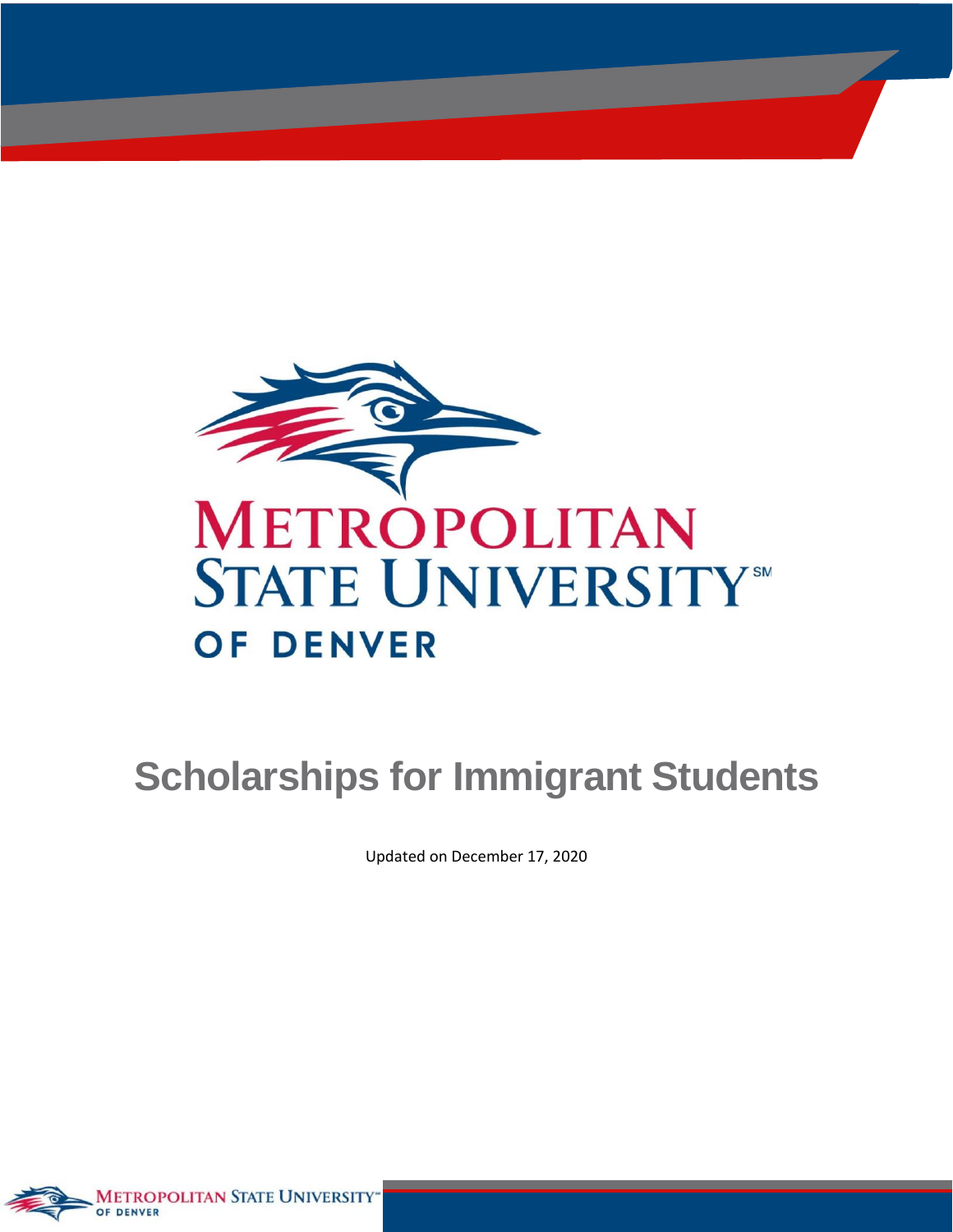# Scholarships for Immigrant Students

Updated on December 17, 2020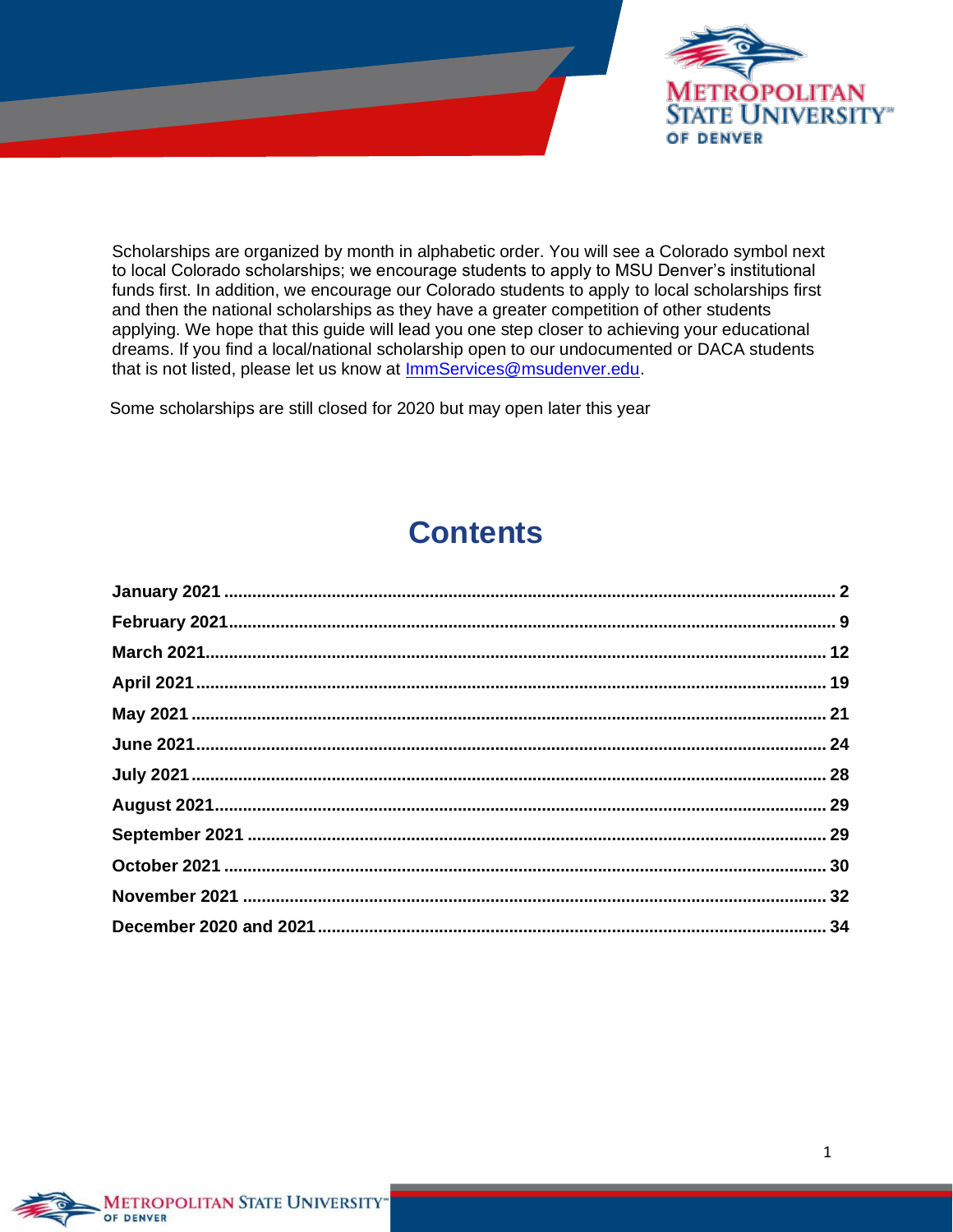Scholarships are organized by month in alphabetic order. You will see a Colorado symbol next to local Colorado scholarships; we encourage students to apply to MSU Denver's institutional funds first. In addition, we encourage our Colorado students to apply to local scholarships first and then the national scholarships as they have a greater competition of other students applying. We hope that this guide will lead you one step closer to achieving your educational dreams. If you find a local/national scholarship open to our undocumented or DACA students that is not listed, please let us know at ImmServices@msudenver.edu.

Some scholarships are still closed for 2020 but may open later this year

# Contents

**January 2021** .......... 2

**February 2021** .......... 9

**March 2021** .......... 12

**April 2021** .......... 19

**May 2021** .......... 21

**June 2021** .......... 24

**July 2021** .......... 28

**August 2021** .......... 29

**September 2021** .......... 29

**October 2021** .......... 30

**November 2021** .......... 32

**December 2020 and 2021** .......... 34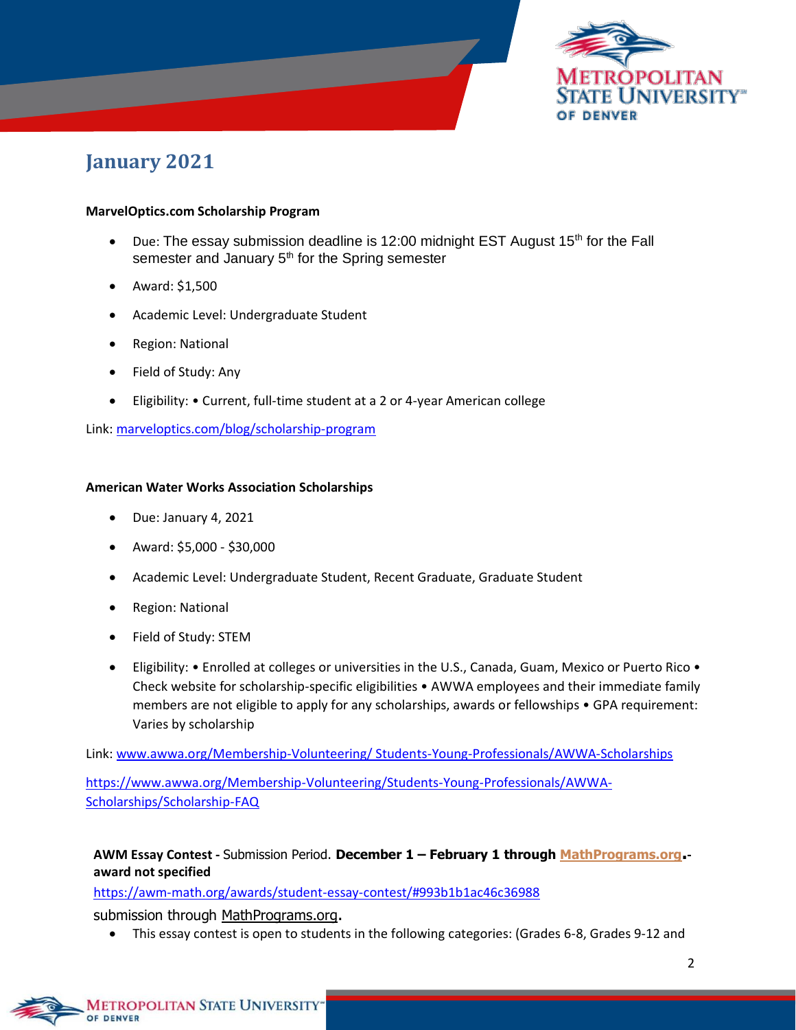# January 2021

**MarvelOptics.com Scholarship Program**

- Due: The essay submission deadline is 12:00 midnight EST August 15th for the Fall semester and January 5th for the Spring semester
- Award: $1,500
- Academic Level: Undergraduate Student
- Region: National
- Field of Study: Any
- Eligibility: • Current, full-time student at a 2 or 4-year American college

Link: [marveloptics.com/blog/scholarship-program](marveloptics.com/blog/scholarship-program)

**American Water Works Association Scholarships**

- Due: January 4, 2021
- Award: $5,000 - $30,000
- Academic Level: Undergraduate Student, Recent Graduate, Graduate Student
- Region: National
- Field of Study: STEM
- Eligibility: • Enrolled at colleges or universities in the U.S., Canada, Guam, Mexico or Puerto Rico • Check website for scholarship-specific eligibilities • AWWA employees and their immediate family members are not eligible to apply for any scholarships, awards or fellowships • GPA requirement: Varies by scholarship

Link: [www.awwa.org/Membership-Volunteering/ Students-Young-Professionals/AWWA-Scholarships](www.awwa.org/Membership-Volunteering/Students-Young-Professionals/AWWA-Scholarships)

[https://www.awwa.org/Membership-Volunteering/Students-Young-Professionals/AWWA-Scholarships/Scholarship-FAQ](https://www.awwa.org/Membership-Volunteering/Students-Young-Professionals/AWWA-Scholarships/Scholarship-FAQ)

**AWM Essay Contest -** Submission Period. **December 1 – February 1 through [MathPrograms.org](MathPrograms.org).- award not specified**

[https://awm-math.org/awards/student-essay-contest/#993b1b1ac46c36988](https://awm-math.org/awards/student-essay-contest/#993b1b1ac46c36988)

submission through MathPrograms.org**.**

- This essay contest is open to students in the following categories: (Grades 6-8, Grades 9-12 and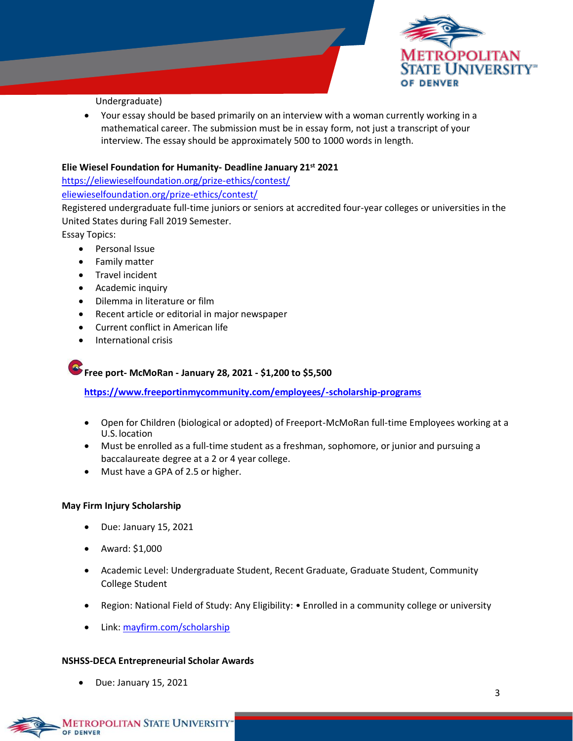Undergraduate)

- Your essay should be based primarily on an interview with a woman currently working in a mathematical career. The submission must be in essay form, not just a transcript of your interview. The essay should be approximately 500 to 1000 words in length.

**Elie Wiesel Foundation for Humanity- Deadline January 21st 2021**

https://eliewieselfoundation.org/prize-ethics/contest/

eliewieselfoundation.org/prize-ethics/contest/

Registered undergraduate full-time juniors or seniors at accredited four-year colleges or universities in the United States during Fall 2019 Semester.

Essay Topics:

- Personal Issue
- Family matter
- Travel incident
- Academic inquiry
- Dilemma in literature or film
- Recent article or editorial in major newspaper
- Current conflict in American life
- International crisis

**Free port- McMoRan - January 28, 2021 - $1,200 to $5,500**

**https://www.freeportinmycommunity.com/employees/-scholarship-programs**

- Open for Children (biological or adopted) of Freeport-McMoRan full-time Employees working at a U.S. location
- Must be enrolled as a full-time student as a freshman, sophomore, or junior and pursuing a baccalaureate degree at a 2 or 4 year college.
- Must have a GPA of 2.5 or higher.

**May Firm Injury Scholarship**

- Due: January 15, 2021
- Award: $1,000
- Academic Level: Undergraduate Student, Recent Graduate, Graduate Student, Community College Student
- Region: National Field of Study: Any Eligibility: • Enrolled in a community college or university
- Link: mayfirm.com/scholarship

**NSHSS-DECA Entrepreneurial Scholar Awards**

- Due: January 15, 2021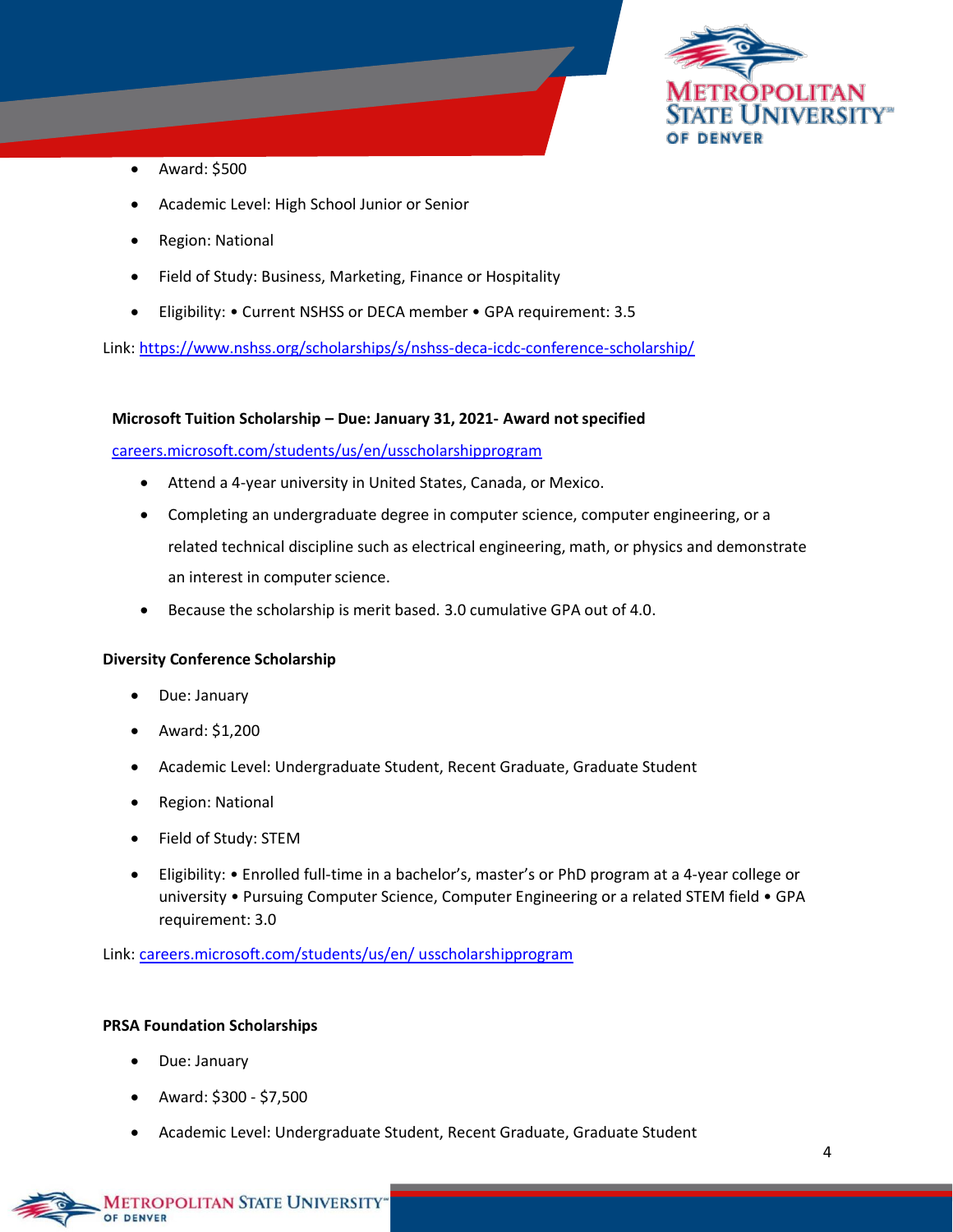- Award: $500
- Academic Level: High School Junior or Senior
- Region: National
- Field of Study: Business, Marketing, Finance or Hospitality
- Eligibility: • Current NSHSS or DECA member • GPA requirement: 3.5

Link: https://www.nshss.org/scholarships/s/nshss-deca-icdc-conference-scholarship/

**Microsoft Tuition Scholarship – Due: January 31, 2021- Award not specified**

careers.microsoft.com/students/us/en/usscholarshipprogram

- Attend a 4-year university in United States, Canada, or Mexico.
- Completing an undergraduate degree in computer science, computer engineering, or a related technical discipline such as electrical engineering, math, or physics and demonstrate an interest in computer science.
- Because the scholarship is merit based. 3.0 cumulative GPA out of 4.0.

**Diversity Conference Scholarship**

- Due: January
- Award: $1,200
- Academic Level: Undergraduate Student, Recent Graduate, Graduate Student
- Region: National
- Field of Study: STEM
- Eligibility: • Enrolled full-time in a bachelor's, master's or PhD program at a 4-year college or university • Pursuing Computer Science, Computer Engineering or a related STEM field • GPA requirement: 3.0

Link: careers.microsoft.com/students/us/en/ usscholarshipprogram

**PRSA Foundation Scholarships**

- Due: January
- Award: $300 - $7,500
- Academic Level: Undergraduate Student, Recent Graduate, Graduate Student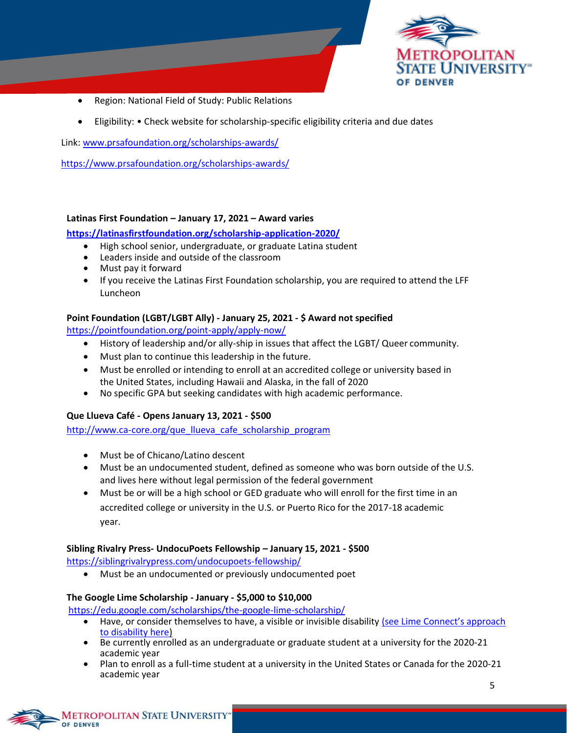- Region: National Field of Study: Public Relations
- Eligibility: • Check website for scholarship-specific eligibility criteria and due dates

Link: [www.prsafoundation.org/scholarships-awards/](www.prsafoundation.org/scholarships-awards/)

<https://www.prsafoundation.org/scholarships-awards/>

**Latinas First Foundation – January 17, 2021 – Award varies**

**<https://latinasfirstfoundation.org/scholarship-application-2020/>**

- High school senior, undergraduate, or graduate Latina student
- Leaders inside and outside of the classroom
- Must pay it forward
- If you receive the Latinas First Foundation scholarship, you are required to attend the LFF Luncheon

**Point Foundation (LGBT/LGBT Ally) - January 25, 2021 - $ Award not specified**

<https://pointfoundation.org/point-apply/apply-now/>

- History of leadership and/or ally-ship in issues that affect the LGBT/ Queer community.
- Must plan to continue this leadership in the future.
- Must be enrolled or intending to enroll at an accredited college or university based in the United States, including Hawaii and Alaska, in the fall of 2020
- No specific GPA but seeking candidates with high academic performance.

**Que Llueva Café - Opens January 13, 2021 - $500**

<http://www.ca-core.org/que_llueva_cafe_scholarship_program>

- Must be of Chicano/Latino descent
- Must be an undocumented student, defined as someone who was born outside of the U.S. and lives here without legal permission of the federal government
- Must be or will be a high school or GED graduate who will enroll for the first time in an accredited college or university in the U.S. or Puerto Rico for the 2017-18 academic year.

**Sibling Rivalry Press- UndocuPoets Fellowship – January 15, 2021 - $500**

<https://siblingrivalrypress.com/undocupoets-fellowship/>

- Must be an undocumented or previously undocumented poet

**The Google Lime Scholarship - January - $5,000 to $10,000**

<https://edu.google.com/scholarships/the-google-lime-scholarship/>

- Have, or consider themselves to have, a visible or invisible disability (see Lime Connect's approach to disability here)
- Be currently enrolled as an undergraduate or graduate student at a university for the 2020-21 academic year
- Plan to enroll as a full-time student at a university in the United States or Canada for the 2020-21 academic year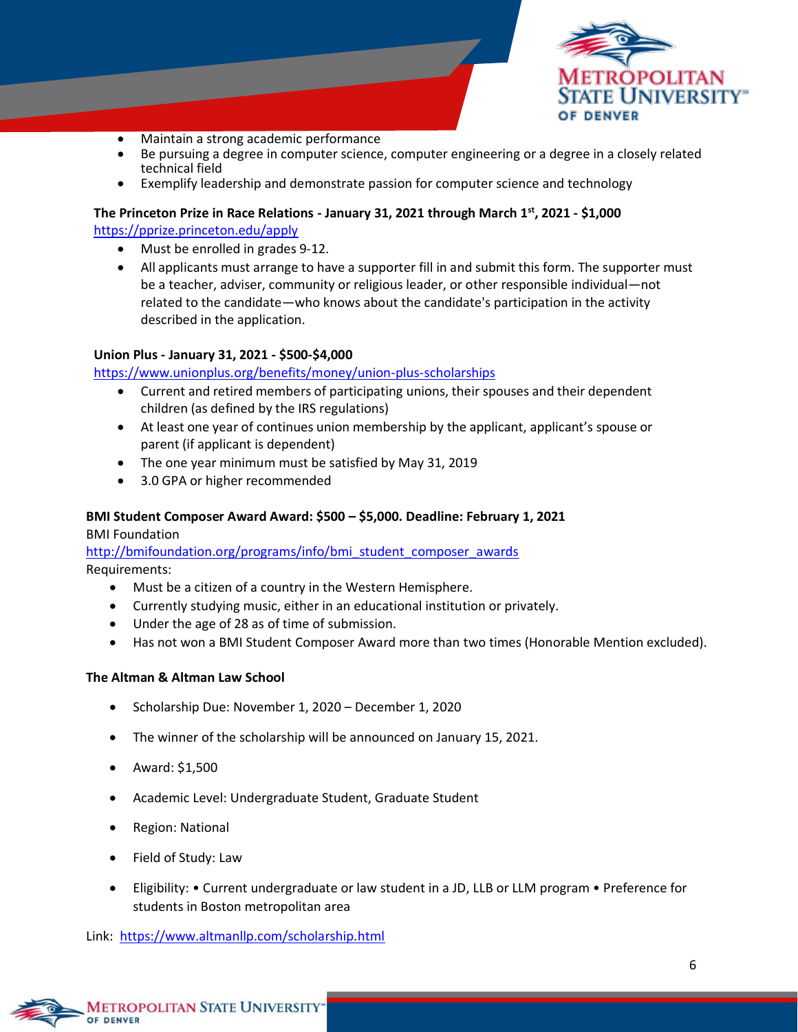- Maintain a strong academic performance
- Be pursuing a degree in computer science, computer engineering or a degree in a closely related technical field
- Exemplify leadership and demonstrate passion for computer science and technology

**The Princeton Prize in Race Relations - January 31, 2021 through March 1st, 2021 - $1,000**

https://pprize.princeton.edu/apply

- Must be enrolled in grades 9-12.
- All applicants must arrange to have a supporter fill in and submit this form. The supporter must be a teacher, adviser, community or religious leader, or other responsible individual—not related to the candidate—who knows about the candidate's participation in the activity described in the application.

**Union Plus - January 31, 2021 - $500-$4,000**

https://www.unionplus.org/benefits/money/union-plus-scholarships

- Current and retired members of participating unions, their spouses and their dependent children (as defined by the IRS regulations)
- At least one year of continues union membership by the applicant, applicant's spouse or parent (if applicant is dependent)
- The one year minimum must be satisfied by May 31, 2019
- 3.0 GPA or higher recommended

**BMI Student Composer Award Award: $500 – $5,000. Deadline: February 1, 2021**

BMI Foundation

http://bmifoundation.org/programs/info/bmi_student_composer_awards

Requirements:

- Must be a citizen of a country in the Western Hemisphere.
- Currently studying music, either in an educational institution or privately.
- Under the age of 28 as of time of submission.
- Has not won a BMI Student Composer Award more than two times (Honorable Mention excluded).

**The Altman & Altman Law School**

- Scholarship Due: November 1, 2020 – December 1, 2020
- The winner of the scholarship will be announced on January 15, 2021.
- Award: $1,500
- Academic Level: Undergraduate Student, Graduate Student
- Region: National
- Field of Study: Law
- Eligibility: • Current undergraduate or law student in a JD, LLB or LLM program • Preference for students in Boston metropolitan area

Link: https://www.altmanllp.com/scholarship.html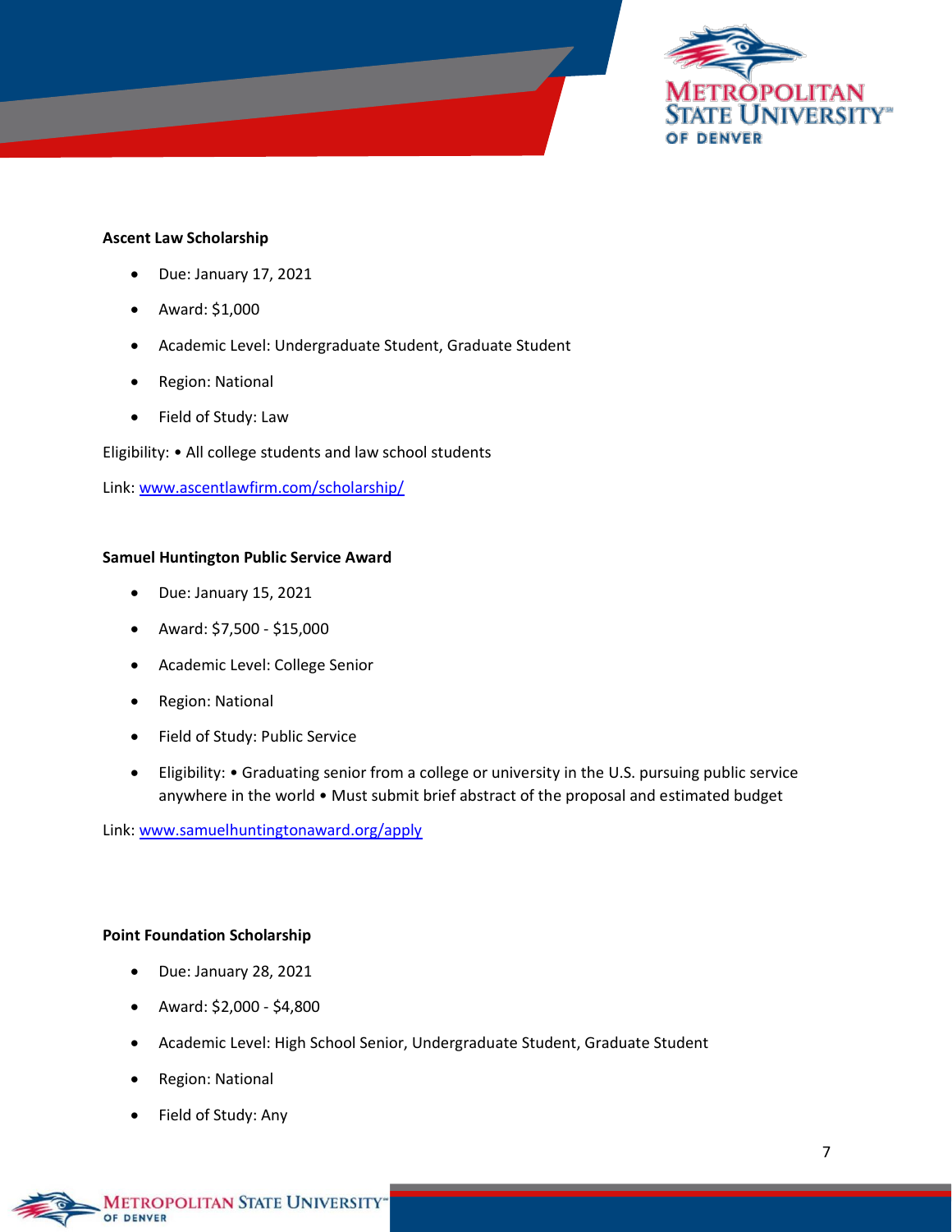**Ascent Law Scholarship**

- Due: January 17, 2021
- Award: $1,000
- Academic Level: Undergraduate Student, Graduate Student
- Region: National
- Field of Study: Law

Eligibility: • All college students and law school students

Link: [www.ascentlawfirm.com/scholarship/](http://www.ascentlawfirm.com/scholarship/)

**Samuel Huntington Public Service Award**

- Due: January 15, 2021
- Award: $7,500 - $15,000
- Academic Level: College Senior
- Region: National
- Field of Study: Public Service
- Eligibility: • Graduating senior from a college or university in the U.S. pursuing public service anywhere in the world • Must submit brief abstract of the proposal and estimated budget

Link: [www.samuelhuntingtonaward.org/apply](http://www.samuelhuntingtonaward.org/apply)

**Point Foundation Scholarship**

- Due: January 28, 2021
- Award: $2,000 - $4,800
- Academic Level: High School Senior, Undergraduate Student, Graduate Student
- Region: National
- Field of Study: Any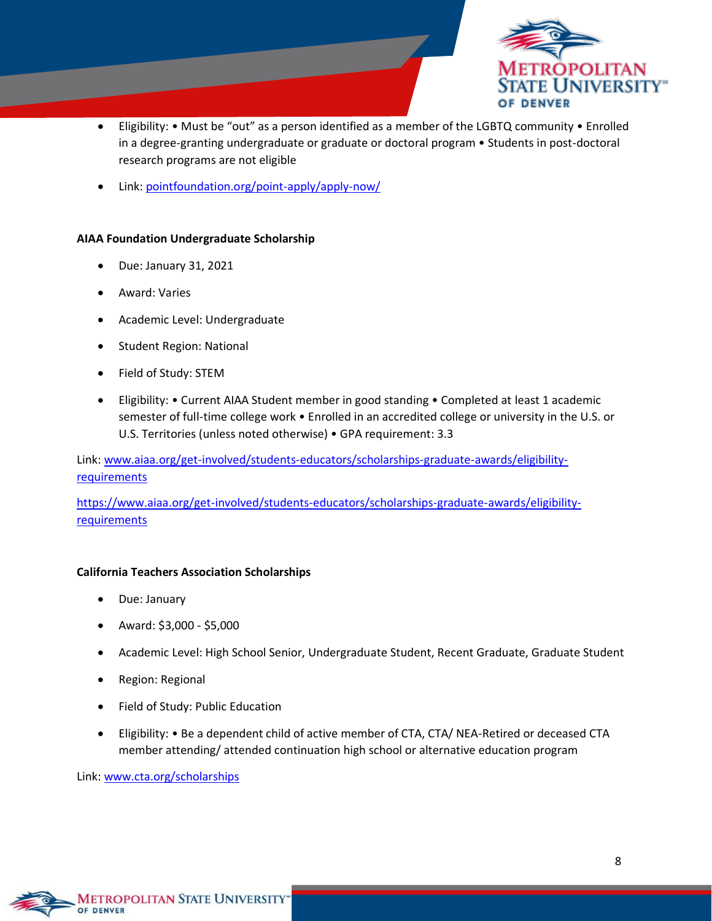- Eligibility: • Must be "out" as a person identified as a member of the LGBTQ community • Enrolled in a degree-granting undergraduate or graduate or doctoral program • Students in post-doctoral research programs are not eligible
- Link: [pointfoundation.org/point-apply/apply-now/](pointfoundation.org/point-apply/apply-now/)

**AIAA Foundation Undergraduate Scholarship**

- Due: January 31, 2021
- Award: Varies
- Academic Level: Undergraduate
- Student Region: National
- Field of Study: STEM
- Eligibility: • Current AIAA Student member in good standing • Completed at least 1 academic semester of full-time college work • Enrolled in an accredited college or university in the U.S. or U.S. Territories (unless noted otherwise) • GPA requirement: 3.3

Link: [www.aiaa.org/get-involved/students-educators/scholarships-graduate-awards/eligibility-requirements](www.aiaa.org/get-involved/students-educators/scholarships-graduate-awards/eligibility-requirements)

[https://www.aiaa.org/get-involved/students-educators/scholarships-graduate-awards/eligibility-requirements](https://www.aiaa.org/get-involved/students-educators/scholarships-graduate-awards/eligibility-requirements)

**California Teachers Association Scholarships**

- Due: January
- Award: $3,000 - $5,000
- Academic Level: High School Senior, Undergraduate Student, Recent Graduate, Graduate Student
- Region: Regional
- Field of Study: Public Education
- Eligibility: • Be a dependent child of active member of CTA, CTA/ NEA-Retired or deceased CTA member attending/ attended continuation high school or alternative education program

Link: [www.cta.org/scholarships](www.cta.org/scholarships)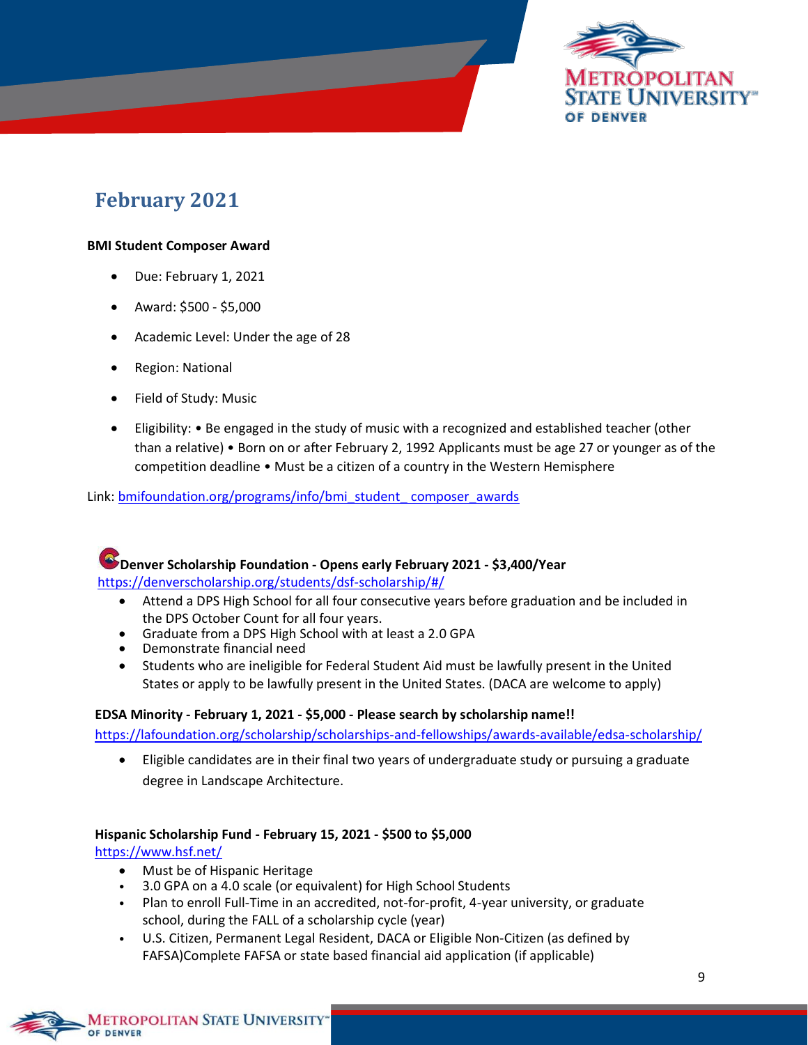## February 2021

**BMI Student Composer Award**

- Due: February 1, 2021
- Award: $500 - $5,000
- Academic Level: Under the age of 28
- Region: National
- Field of Study: Music
- Eligibility: • Be engaged in the study of music with a recognized and established teacher (other than a relative) • Born on or after February 2, 1992 Applicants must be age 27 or younger as of the competition deadline • Must be a citizen of a country in the Western Hemisphere

Link: [bmifoundation.org/programs/info/bmi_student_ composer_awards](bmifoundation.org/programs/info/bmi_student_composer_awards)

**Denver Scholarship Foundation - Opens early February 2021 - $3,400/Year**
https://denverscholarship.org/students/dsf-scholarship/#/

- Attend a DPS High School for all four consecutive years before graduation and be included in the DPS October Count for all four years.
- Graduate from a DPS High School with at least a 2.0 GPA
- Demonstrate financial need
- Students who are ineligible for Federal Student Aid must be lawfully present in the United States or apply to be lawfully present in the United States. (DACA are welcome to apply)

**EDSA Minority - February 1, 2021 - $5,000 - Please search by scholarship name!!**
https://lafoundation.org/scholarship/scholarships-and-fellowships/awards-available/edsa-scholarship/

- Eligible candidates are in their final two years of undergraduate study or pursuing a graduate degree in Landscape Architecture.

**Hispanic Scholarship Fund - February 15, 2021 - $500 to $5,000**
https://www.hsf.net/

- Must be of Hispanic Heritage
- 3.0 GPA on a 4.0 scale (or equivalent) for High School Students
- Plan to enroll Full-Time in an accredited, not-for-profit, 4-year university, or graduate school, during the FALL of a scholarship cycle (year)
- U.S. Citizen, Permanent Legal Resident, DACA or Eligible Non-Citizen (as defined by FAFSA)Complete FAFSA or state based financial aid application (if applicable)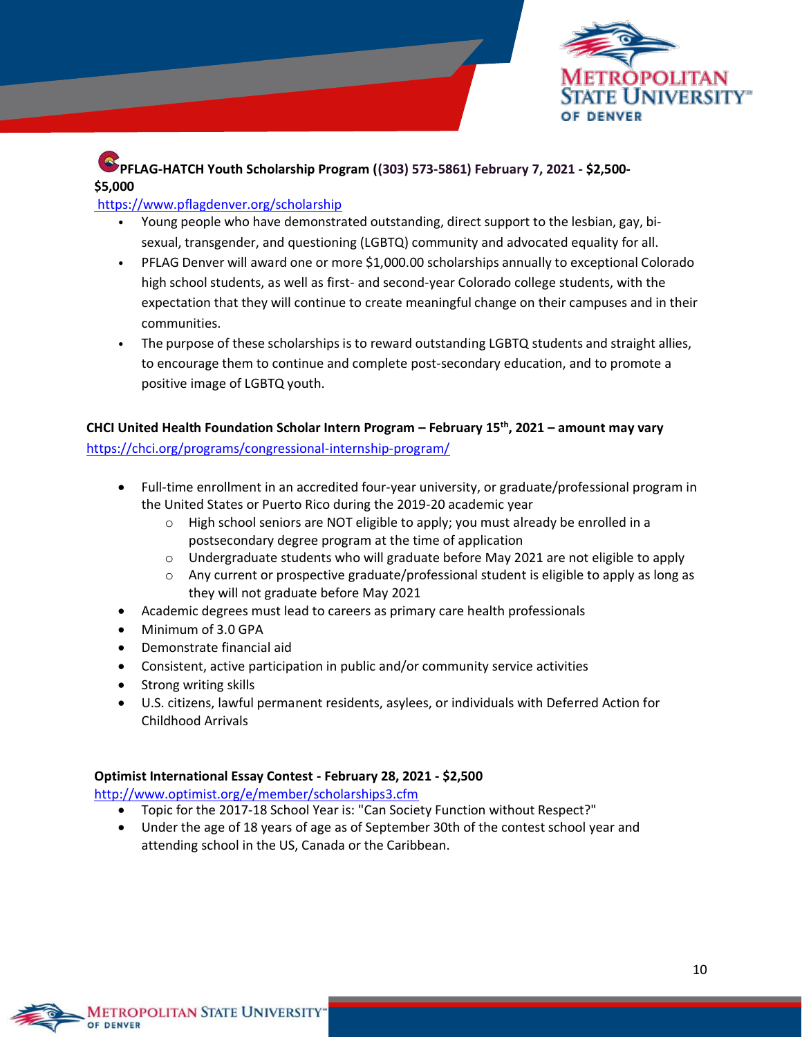**PFLAG-HATCH Youth Scholarship Program ((303) 573-5861) February 7, 2021 - $2,500-$5,000**

https://www.pflagdenver.org/scholarship

- Young people who have demonstrated outstanding, direct support to the lesbian, gay, bi-sexual, transgender, and questioning (LGBTQ) community and advocated equality for all.
- PFLAG Denver will award one or more $1,000.00 scholarships annually to exceptional Colorado high school students, as well as first- and second-year Colorado college students, with the expectation that they will continue to create meaningful change on their campuses and in their communities.
- The purpose of these scholarships is to reward outstanding LGBTQ students and straight allies, to encourage them to continue and complete post-secondary education, and to promote a positive image of LGBTQ youth.

**CHCI United Health Foundation Scholar Intern Program – February 15th, 2021 – amount may vary**

https://chci.org/programs/congressional-internship-program/

- Full-time enrollment in an accredited four-year university, or graduate/professional program in the United States or Puerto Rico during the 2019-20 academic year
  - High school seniors are NOT eligible to apply; you must already be enrolled in a postsecondary degree program at the time of application
  - Undergraduate students who will graduate before May 2021 are not eligible to apply
  - Any current or prospective graduate/professional student is eligible to apply as long as they will not graduate before May 2021
- Academic degrees must lead to careers as primary care health professionals
- Minimum of 3.0 GPA
- Demonstrate financial aid
- Consistent, active participation in public and/or community service activities
- Strong writing skills
- U.S. citizens, lawful permanent residents, asylees, or individuals with Deferred Action for Childhood Arrivals

**Optimist International Essay Contest - February 28, 2021 - $2,500**

http://www.optimist.org/e/member/scholarships3.cfm

- Topic for the 2017-18 School Year is: "Can Society Function without Respect?"
- Under the age of 18 years of age as of September 30th of the contest school year and attending school in the US, Canada or the Caribbean.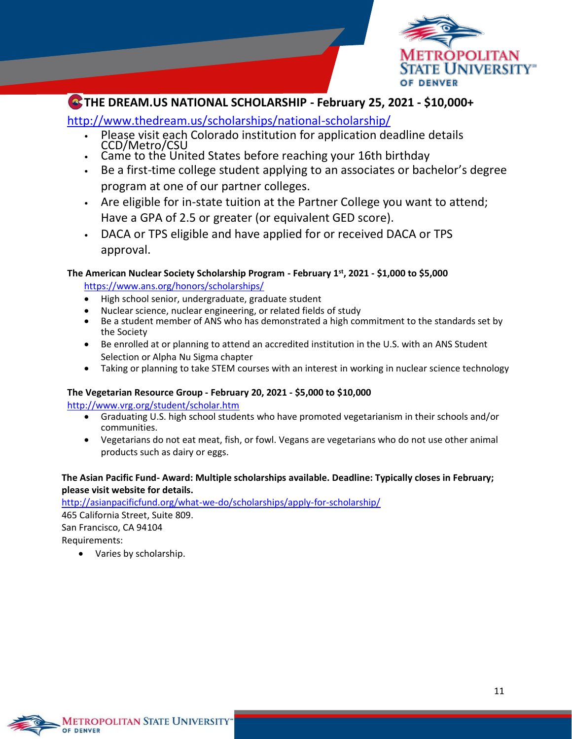## THE DREAM.US NATIONAL SCHOLARSHIP - February 25, 2021 - $10,000+

http://www.thedream.us/scholarships/national-scholarship/

- Please visit each Colorado institution for application deadline details CCD/Metro/CSU
- Came to the United States before reaching your 16th birthday
- Be a first-time college student applying to an associates or bachelor's degree program at one of our partner colleges.
- Are eligible for in-state tuition at the Partner College you want to attend; Have a GPA of 2.5 or greater (or equivalent GED score).
- DACA or TPS eligible and have applied for or received DACA or TPS approval.

**The American Nuclear Society Scholarship Program - February 1st, 2021 - $1,000 to $5,000**

https://www.ans.org/honors/scholarships/

- High school senior, undergraduate, graduate student
- Nuclear science, nuclear engineering, or related fields of study
- Be a student member of ANS who has demonstrated a high commitment to the standards set by the Society
- Be enrolled at or planning to attend an accredited institution in the U.S. with an ANS Student Selection or Alpha Nu Sigma chapter
- Taking or planning to take STEM courses with an interest in working in nuclear science technology

**The Vegetarian Resource Group - February 20, 2021 - $5,000 to $10,000**

http://www.vrg.org/student/scholar.htm

- Graduating U.S. high school students who have promoted vegetarianism in their schools and/or communities.
- Vegetarians do not eat meat, fish, or fowl. Vegans are vegetarians who do not use other animal products such as dairy or eggs.

**The Asian Pacific Fund- Award: Multiple scholarships available. Deadline: Typically closes in February; please visit website for details.**

http://asianpacificfund.org/what-we-do/scholarships/apply-for-scholarship/

465 California Street, Suite 809.
San Francisco, CA 94104
Requirements:

- Varies by scholarship.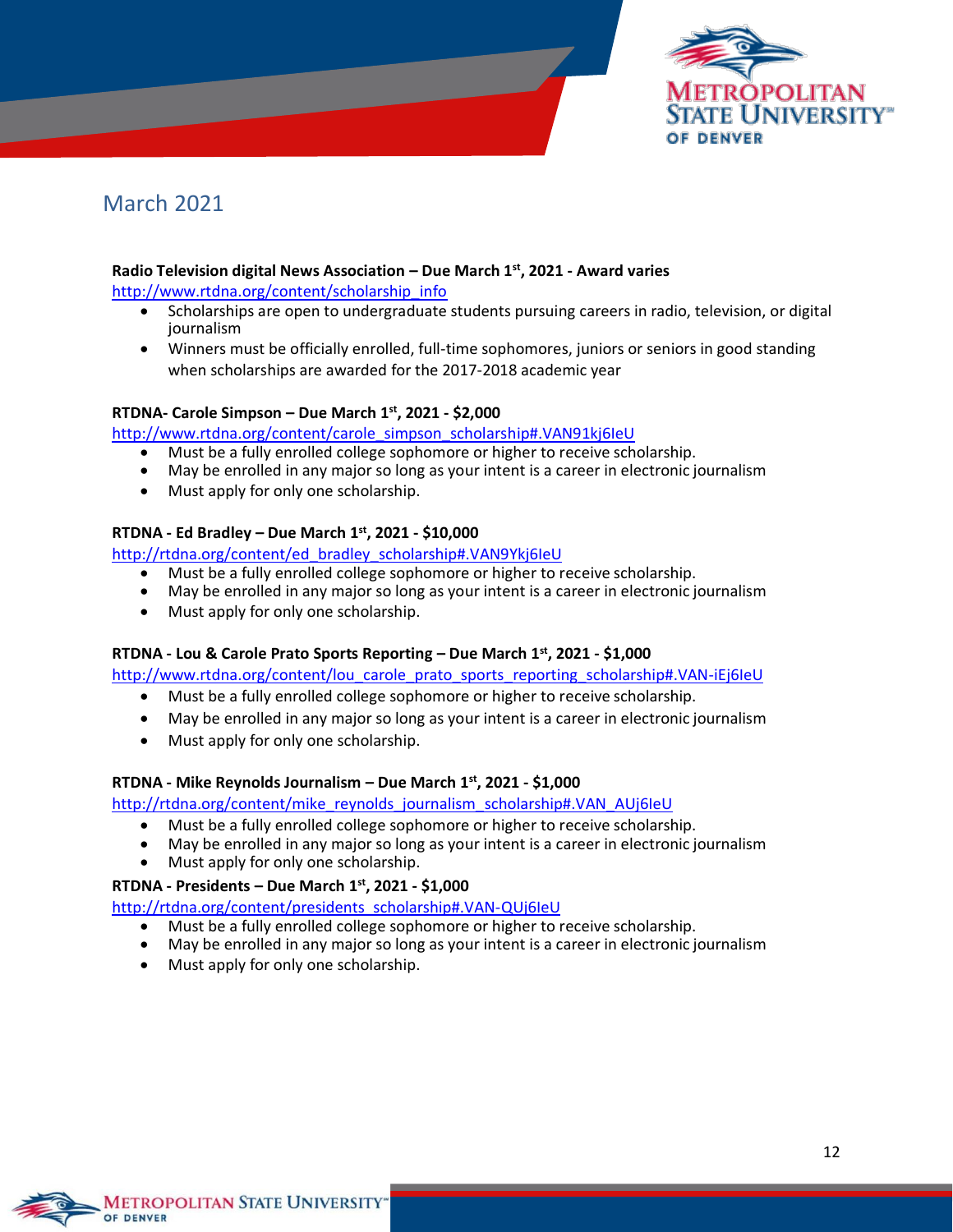## March 2021

**Radio Television digital News Association – Due March 1st, 2021 - Award varies**

http://www.rtdna.org/content/scholarship_info

- Scholarships are open to undergraduate students pursuing careers in radio, television, or digital journalism
- Winners must be officially enrolled, full-time sophomores, juniors or seniors in good standing when scholarships are awarded for the 2017-2018 academic year

**RTDNA- Carole Simpson – Due March 1st, 2021 - $2,000**

http://www.rtdna.org/content/carole_simpson_scholarship#.VAN91kj6IeU

- Must be a fully enrolled college sophomore or higher to receive scholarship.
- May be enrolled in any major so long as your intent is a career in electronic journalism
- Must apply for only one scholarship.

**RTDNA - Ed Bradley – Due March 1st, 2021 - $10,000**

http://rtdna.org/content/ed_bradley_scholarship#.VAN9Ykj6IeU

- Must be a fully enrolled college sophomore or higher to receive scholarship.
- May be enrolled in any major so long as your intent is a career in electronic journalism
- Must apply for only one scholarship.

**RTDNA - Lou & Carole Prato Sports Reporting – Due March 1st, 2021 - $1,000**

http://www.rtdna.org/content/lou_carole_prato_sports_reporting_scholarship#.VAN-iEj6IeU

- Must be a fully enrolled college sophomore or higher to receive scholarship.
- May be enrolled in any major so long as your intent is a career in electronic journalism
- Must apply for only one scholarship.

**RTDNA - Mike Reynolds Journalism – Due March 1st, 2021 - $1,000**

http://rtdna.org/content/mike_reynolds_journalism_scholarship#.VAN_AUj6IeU

- Must be a fully enrolled college sophomore or higher to receive scholarship.
- May be enrolled in any major so long as your intent is a career in electronic journalism
- Must apply for only one scholarship.

**RTDNA - Presidents – Due March 1st, 2021 - $1,000**

http://rtdna.org/content/presidents_scholarship#.VAN-QUj6IeU

- Must be a fully enrolled college sophomore or higher to receive scholarship.
- May be enrolled in any major so long as your intent is a career in electronic journalism
- Must apply for only one scholarship.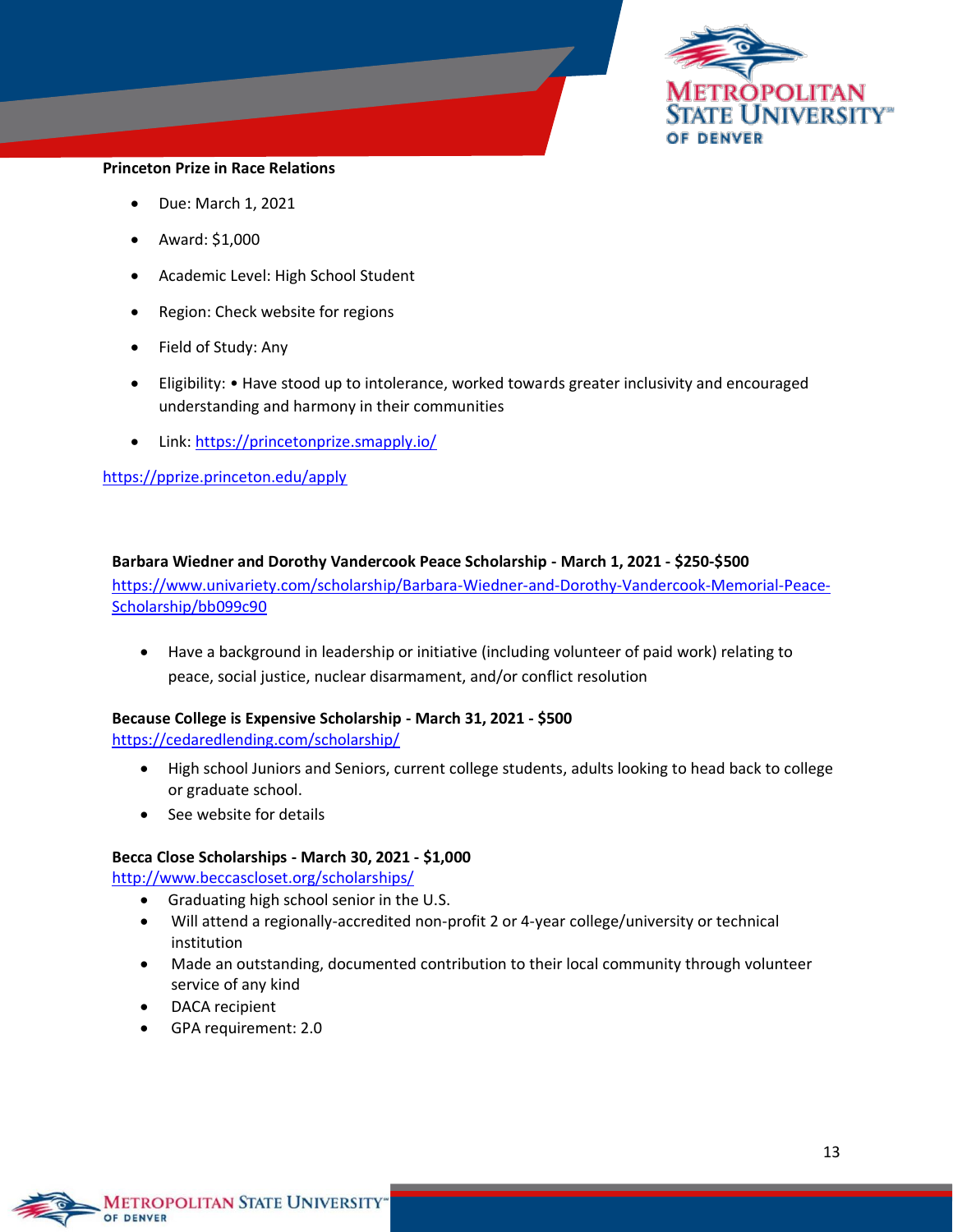**Princeton Prize in Race Relations**

- Due: March 1, 2021
- Award: $1,000
- Academic Level: High School Student
- Region: Check website for regions
- Field of Study: Any
- Eligibility: • Have stood up to intolerance, worked towards greater inclusivity and encouraged understanding and harmony in their communities
- Link: https://princetonprize.smapply.io/

https://pprize.princeton.edu/apply

**Barbara Wiedner and Dorothy Vandercook Peace Scholarship - March 1, 2021 - $250-$500**
https://www.univariety.com/scholarship/Barbara-Wiedner-and-Dorothy-Vandercook-Memorial-Peace-Scholarship/bb099c90

- Have a background in leadership or initiative (including volunteer of paid work) relating to peace, social justice, nuclear disarmament, and/or conflict resolution

**Because College is Expensive Scholarship - March 31, 2021 - $500**
https://cedaredlending.com/scholarship/

- High school Juniors and Seniors, current college students, adults looking to head back to college or graduate school.
- See website for details

**Becca Close Scholarships - March 30, 2021 - $1,000**
http://www.beccascloset.org/scholarships/

- Graduating high school senior in the U.S.
- Will attend a regionally-accredited non-profit 2 or 4-year college/university or technical institution
- Made an outstanding, documented contribution to their local community through volunteer service of any kind
- DACA recipient
- GPA requirement: 2.0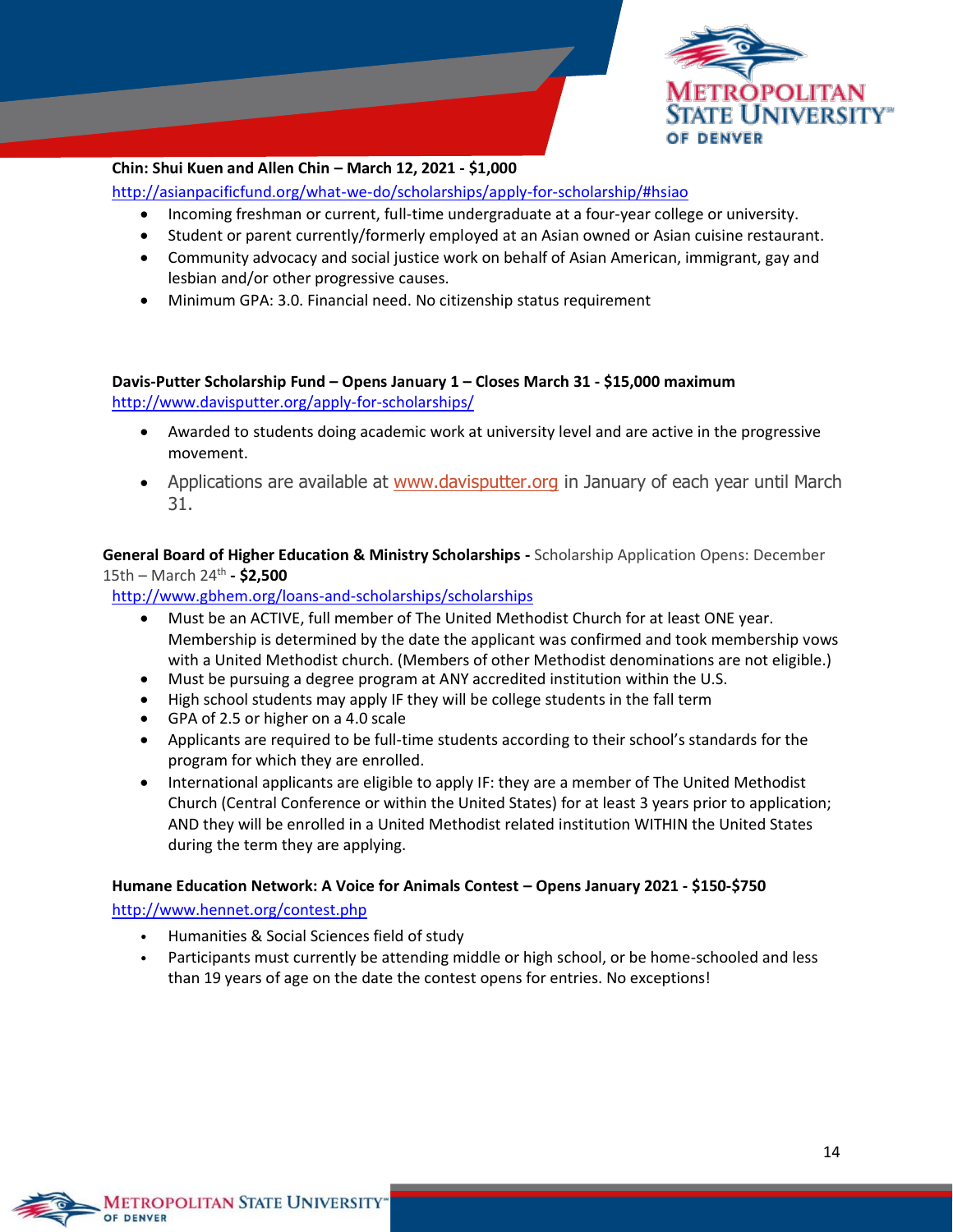**Chin: Shui Kuen and Allen Chin – March 12, 2021 - $1,000**

http://asianpacificfund.org/what-we-do/scholarships/apply-for-scholarship/#hsiao

- Incoming freshman or current, full-time undergraduate at a four-year college or university.
- Student or parent currently/formerly employed at an Asian owned or Asian cuisine restaurant.
- Community advocacy and social justice work on behalf of Asian American, immigrant, gay and lesbian and/or other progressive causes.
- Minimum GPA: 3.0. Financial need. No citizenship status requirement

**Davis-Putter Scholarship Fund – Opens January 1 – Closes March 31 - $15,000 maximum**

http://www.davisputter.org/apply-for-scholarships/

- Awarded to students doing academic work at university level and are active in the progressive movement.
- Applications are available at www.davisputter.org in January of each year until March 31.

**General Board of Higher Education & Ministry Scholarships -** Scholarship Application Opens: December 15th – March 24th **- $2,500**

http://www.gbhem.org/loans-and-scholarships/scholarships

- Must be an ACTIVE, full member of The United Methodist Church for at least ONE year. Membership is determined by the date the applicant was confirmed and took membership vows with a United Methodist church. (Members of other Methodist denominations are not eligible.)
- Must be pursuing a degree program at ANY accredited institution within the U.S.
- High school students may apply IF they will be college students in the fall term
- GPA of 2.5 or higher on a 4.0 scale
- Applicants are required to be full-time students according to their school's standards for the program for which they are enrolled.
- International applicants are eligible to apply IF: they are a member of The United Methodist Church (Central Conference or within the United States) for at least 3 years prior to application; AND they will be enrolled in a United Methodist related institution WITHIN the United States during the term they are applying.

**Humane Education Network: A Voice for Animals Contest – Opens January 2021 - $150-$750**

http://www.hennet.org/contest.php

- Humanities & Social Sciences field of study
- Participants must currently be attending middle or high school, or be home-schooled and less than 19 years of age on the date the contest opens for entries. No exceptions!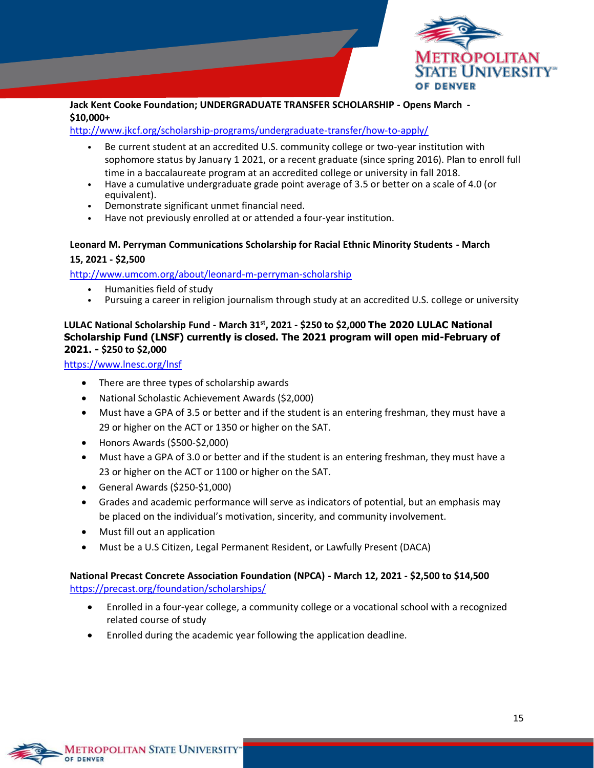**Jack Kent Cooke Foundation; UNDERGRADUATE TRANSFER SCHOLARSHIP - Opens March - $10,000+**

http://www.jkcf.org/scholarship-programs/undergraduate-transfer/how-to-apply/

- Be current student at an accredited U.S. community college or two-year institution with sophomore status by January 1 2021, or a recent graduate (since spring 2016). Plan to enroll full time in a baccalaureate program at an accredited college or university in fall 2018.
- Have a cumulative undergraduate grade point average of 3.5 or better on a scale of 4.0 (or equivalent).
- Demonstrate significant unmet financial need.
- Have not previously enrolled at or attended a four-year institution.

**Leonard M. Perryman Communications Scholarship for Racial Ethnic Minority Students - March 15, 2021 - $2,500**

http://www.umcom.org/about/leonard-m-perryman-scholarship

- Humanities field of study
- Pursuing a career in religion journalism through study at an accredited U.S. college or university

**LULAC National Scholarship Fund - March 31st, 2021 - $250 to $2,000 The 2020 LULAC National Scholarship Fund (LNSF) currently is closed. The 2021 program will open mid-February of 2021. - $250 to $2,000**

https://www.lnesc.org/lnsf

- There are three types of scholarship awards
- National Scholastic Achievement Awards ($2,000)
- Must have a GPA of 3.5 or better and if the student is an entering freshman, they must have a 29 or higher on the ACT or 1350 or higher on the SAT.
- Honors Awards ($500-$2,000)
- Must have a GPA of 3.0 or better and if the student is an entering freshman, they must have a 23 or higher on the ACT or 1100 or higher on the SAT.
- General Awards ($250-$1,000)
- Grades and academic performance will serve as indicators of potential, but an emphasis may be placed on the individual's motivation, sincerity, and community involvement.
- Must fill out an application
- Must be a U.S Citizen, Legal Permanent Resident, or Lawfully Present (DACA)

**National Precast Concrete Association Foundation (NPCA) - March 12, 2021 - $2,500 to $14,500**

https://precast.org/foundation/scholarships/

- Enrolled in a four-year college, a community college or a vocational school with a recognized related course of study
- Enrolled during the academic year following the application deadline.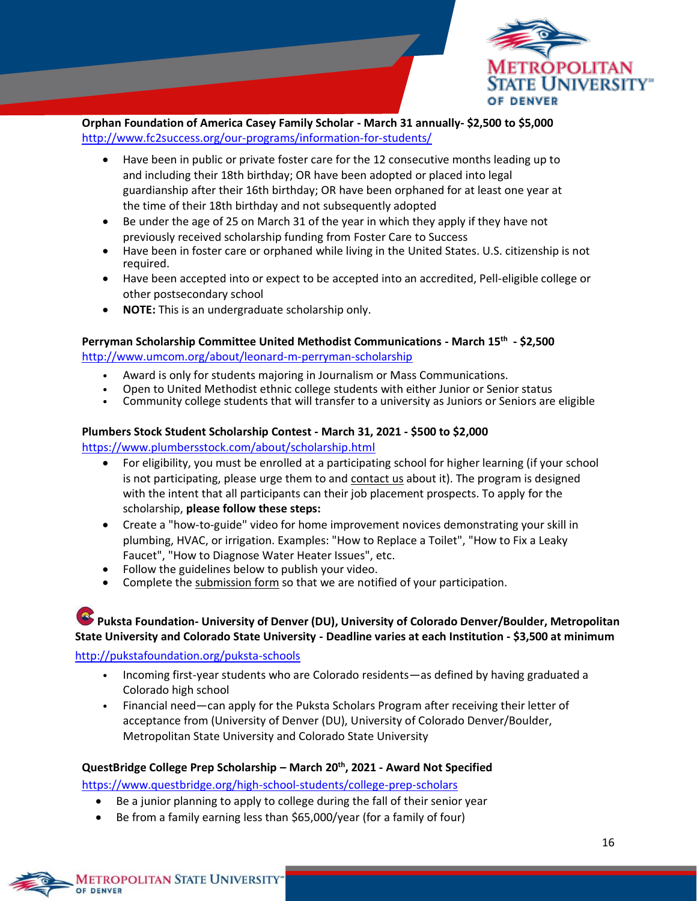**Orphan Foundation of America Casey Family Scholar - March 31 annually- $2,500 to $5,000**
http://www.fc2success.org/our-programs/information-for-students/

- Have been in public or private foster care for the 12 consecutive months leading up to and including their 18th birthday; OR have been adopted or placed into legal guardianship after their 16th birthday; OR have been orphaned for at least one year at the time of their 18th birthday and not subsequently adopted
- Be under the age of 25 on March 31 of the year in which they apply if they have not previously received scholarship funding from Foster Care to Success
- Have been in foster care or orphaned while living in the United States. U.S. citizenship is not required.
- Have been accepted into or expect to be accepted into an accredited, Pell-eligible college or other postsecondary school
- **NOTE:** This is an undergraduate scholarship only.

**Perryman Scholarship Committee United Methodist Communications - March 15th - $2,500**
http://www.umcom.org/about/leonard-m-perryman-scholarship

- Award is only for students majoring in Journalism or Mass Communications.
- Open to United Methodist ethnic college students with either Junior or Senior status
- Community college students that will transfer to a university as Juniors or Seniors are eligible

**Plumbers Stock Student Scholarship Contest - March 31, 2021 - $500 to $2,000**
https://www.plumbersstock.com/about/scholarship.html

- For eligibility, you must be enrolled at a participating school for higher learning (if your school is not participating, please urge them to and contact us about it). The program is designed with the intent that all participants can their job placement prospects. To apply for the scholarship, **please follow these steps:**
- Create a "how-to-guide" video for home improvement novices demonstrating your skill in plumbing, HVAC, or irrigation. Examples: "How to Replace a Toilet", "How to Fix a Leaky Faucet", "How to Diagnose Water Heater Issues", etc.
- Follow the guidelines below to publish your video.
- Complete the submission form so that we are notified of your participation.

**Puksta Foundation- University of Denver (DU), University of Colorado Denver/Boulder, Metropolitan State University and Colorado State University - Deadline varies at each Institution - $3,500 at minimum**
http://pukstafoundation.org/puksta-schools

- Incoming first-year students who are Colorado residents—as defined by having graduated a Colorado high school
- Financial need—can apply for the Puksta Scholars Program after receiving their letter of acceptance from (University of Denver (DU), University of Colorado Denver/Boulder, Metropolitan State University and Colorado State University

**QuestBridge College Prep Scholarship – March 20th, 2021 - Award Not Specified**
https://www.questbridge.org/high-school-students/college-prep-scholars

- Be a junior planning to apply to college during the fall of their senior year
- Be from a family earning less than $65,000/year (for a family of four)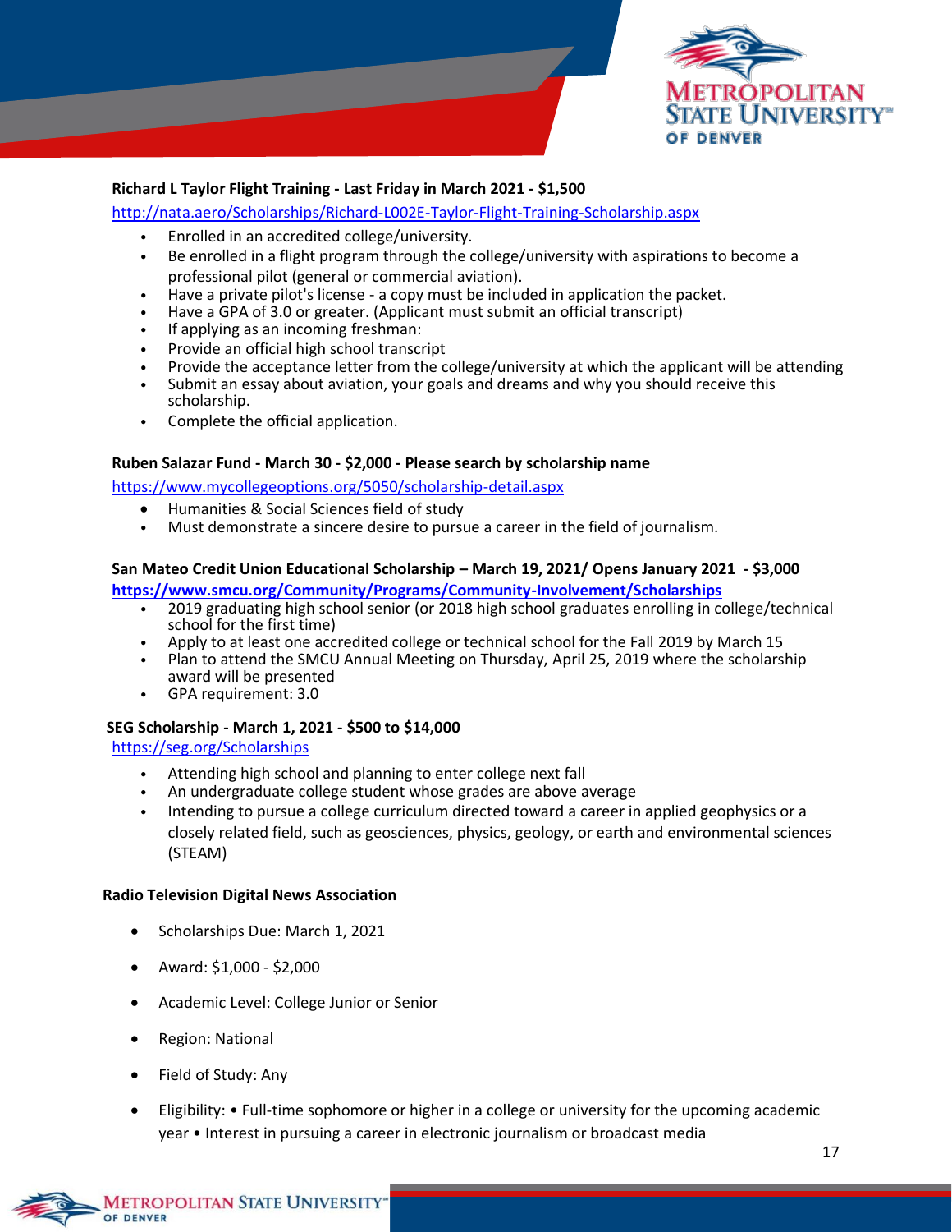**Richard L Taylor Flight Training - Last Friday in March 2021 - $1,500**

http://nata.aero/Scholarships/Richard-L002E-Taylor-Flight-Training-Scholarship.aspx

- Enrolled in an accredited college/university.
- Be enrolled in a flight program through the college/university with aspirations to become a professional pilot (general or commercial aviation).
- Have a private pilot's license - a copy must be included in application the packet.
- Have a GPA of 3.0 or greater. (Applicant must submit an official transcript)
- If applying as an incoming freshman:
- Provide an official high school transcript
- Provide the acceptance letter from the college/university at which the applicant will be attending
- Submit an essay about aviation, your goals and dreams and why you should receive this scholarship.
- Complete the official application.

**Ruben Salazar Fund - March 30 - $2,000 - Please search by scholarship name**

https://www.mycollegeoptions.org/5050/scholarship-detail.aspx

- Humanities & Social Sciences field of study
- Must demonstrate a sincere desire to pursue a career in the field of journalism.

**San Mateo Credit Union Educational Scholarship – March 19, 2021/ Opens January 2021 - $3,000**

**https://www.smcu.org/Community/Programs/Community-Involvement/Scholarships**

- 2019 graduating high school senior (or 2018 high school graduates enrolling in college/technical school for the first time)
- Apply to at least one accredited college or technical school for the Fall 2019 by March 15
- Plan to attend the SMCU Annual Meeting on Thursday, April 25, 2019 where the scholarship award will be presented
- GPA requirement: 3.0

**SEG Scholarship - March 1, 2021 - $500 to $14,000**

https://seg.org/Scholarships

- Attending high school and planning to enter college next fall
- An undergraduate college student whose grades are above average
- Intending to pursue a college curriculum directed toward a career in applied geophysics or a closely related field, such as geosciences, physics, geology, or earth and environmental sciences (STEAM)

**Radio Television Digital News Association**

- Scholarships Due: March 1, 2021
- Award: $1,000 - $2,000
- Academic Level: College Junior or Senior
- Region: National
- Field of Study: Any
- Eligibility: • Full-time sophomore or higher in a college or university for the upcoming academic year • Interest in pursuing a career in electronic journalism or broadcast media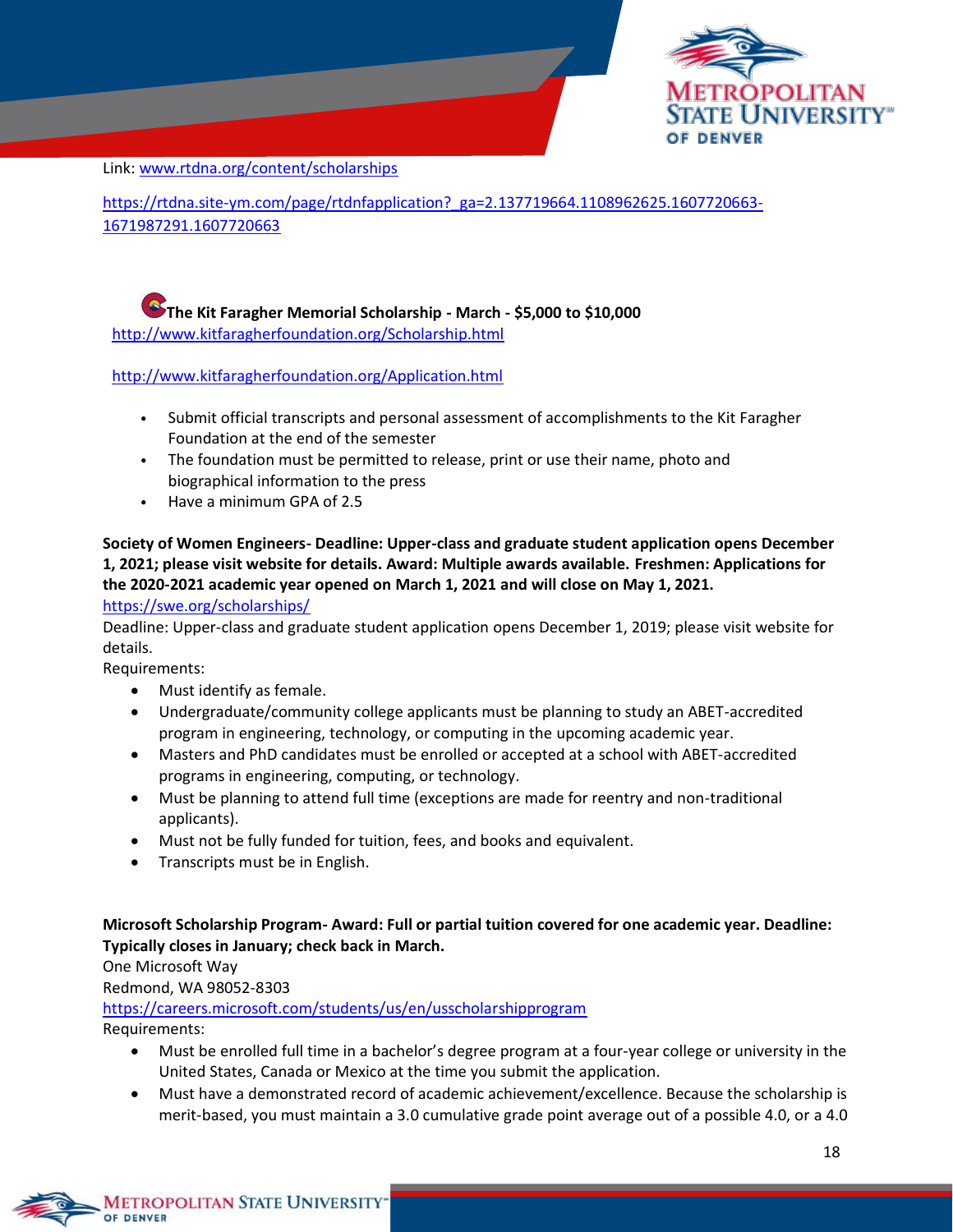Link: www.rtdna.org/content/scholarships

https://rtdna.site-ym.com/page/rtdnfapplication?_ga=2.137719664.1108962625.1607720663-1671987291.1607720663

**The Kit Faragher Memorial Scholarship - March - $5,000 to $10,000**

http://www.kitfaragherfoundation.org/Scholarship.html

http://www.kitfaragherfoundation.org/Application.html

- Submit official transcripts and personal assessment of accomplishments to the Kit Faragher Foundation at the end of the semester
- The foundation must be permitted to release, print or use their name, photo and biographical information to the press
- Have a minimum GPA of 2.5

**Society of Women Engineers- Deadline: Upper-class and graduate student application opens December 1, 2021; please visit website for details. Award: Multiple awards available. Freshmen: Applications for the 2020-2021 academic year opened on March 1, 2021 and will close on May 1, 2021.**

https://swe.org/scholarships/

Deadline: Upper-class and graduate student application opens December 1, 2019; please visit website for details.

Requirements:

- Must identify as female.
- Undergraduate/community college applicants must be planning to study an ABET-accredited program in engineering, technology, or computing in the upcoming academic year.
- Masters and PhD candidates must be enrolled or accepted at a school with ABET-accredited programs in engineering, computing, or technology.
- Must be planning to attend full time (exceptions are made for reentry and non-traditional applicants).
- Must not be fully funded for tuition, fees, and books and equivalent.
- Transcripts must be in English.

**Microsoft Scholarship Program- Award: Full or partial tuition covered for one academic year. Deadline: Typically closes in January; check back in March.**

One Microsoft Way

Redmond, WA 98052-8303

https://careers.microsoft.com/students/us/en/usscholarshipprogram

Requirements:

- Must be enrolled full time in a bachelor's degree program at a four-year college or university in the United States, Canada or Mexico at the time you submit the application.
- Must have a demonstrated record of academic achievement/excellence. Because the scholarship is merit-based, you must maintain a 3.0 cumulative grade point average out of a possible 4.0, or a 4.0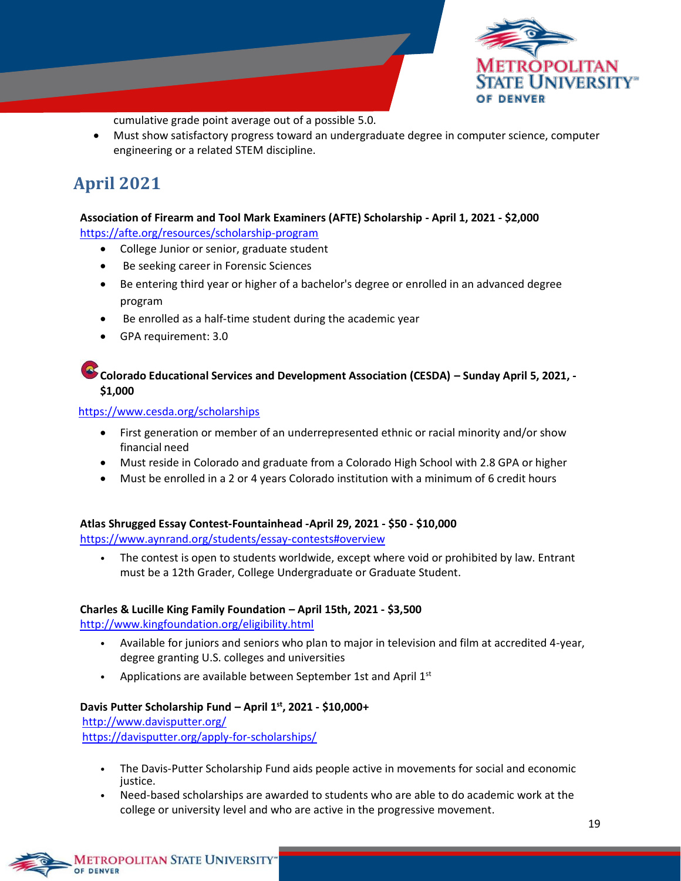cumulative grade point average out of a possible 5.0.

- Must show satisfactory progress toward an undergraduate degree in computer science, computer engineering or a related STEM discipline.

## April 2021

**Association of Firearm and Tool Mark Examiners (AFTE) Scholarship - April 1, 2021 - $2,000**
https://afte.org/resources/scholarship-program

- College Junior or senior, graduate student
- Be seeking career in Forensic Sciences
- Be entering third year or higher of a bachelor's degree or enrolled in an advanced degree program
- Be enrolled as a half-time student during the academic year
- GPA requirement: 3.0

**Colorado Educational Services and Development Association (CESDA) – Sunday April 5, 2021, - $1,000**

https://www.cesda.org/scholarships

- First generation or member of an underrepresented ethnic or racial minority and/or show financial need
- Must reside in Colorado and graduate from a Colorado High School with 2.8 GPA or higher
- Must be enrolled in a 2 or 4 years Colorado institution with a minimum of 6 credit hours

**Atlas Shrugged Essay Contest-Fountainhead -April 29, 2021 - $50 - $10,000**
https://www.aynrand.org/students/essay-contests#overview

- The contest is open to students worldwide, except where void or prohibited by law. Entrant must be a 12th Grader, College Undergraduate or Graduate Student.

**Charles & Lucille King Family Foundation – April 15th, 2021 - $3,500**
http://www.kingfoundation.org/eligibility.html

- Available for juniors and seniors who plan to major in television and film at accredited 4-year, degree granting U.S. colleges and universities
- Applications are available between September 1st and April 1st

**Davis Putter Scholarship Fund – April 1st, 2021 - $10,000+**
http://www.davisputter.org/
https://davisputter.org/apply-for-scholarships/

- The Davis-Putter Scholarship Fund aids people active in movements for social and economic justice.
- Need-based scholarships are awarded to students who are able to do academic work at the college or university level and who are active in the progressive movement.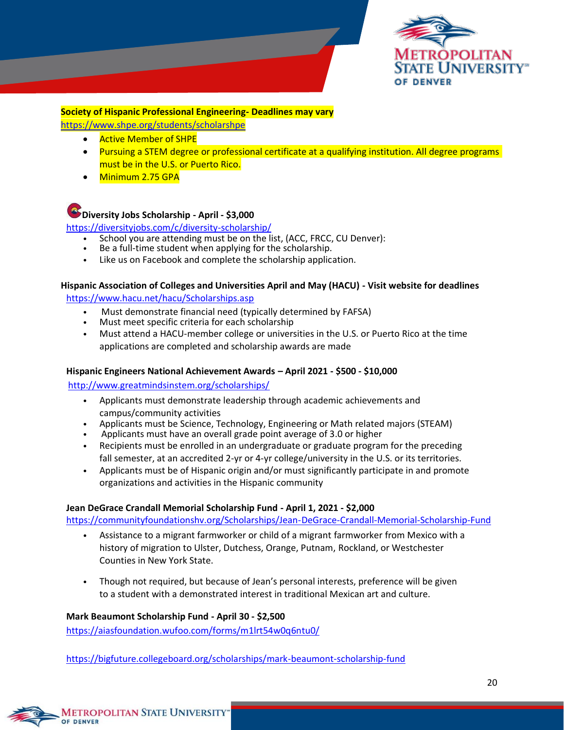**Society of Hispanic Professional Engineering- Deadlines may vary**
https://www.shpe.org/students/scholarshpe

- Active Member of SHPE
- Pursuing a STEM degree or professional certificate at a qualifying institution. All degree programs must be in the U.S. or Puerto Rico.
- Minimum 2.75 GPA

**Diversity Jobs Scholarship - April - $3,000**
https://diversityjobs.com/c/diversity-scholarship/

- School you are attending must be on the list, (ACC, FRCC, CU Denver):
- Be a full-time student when applying for the scholarship.
- Like us on Facebook and complete the scholarship application.

**Hispanic Association of Colleges and Universities April and May (HACU) - Visit website for deadlines**
https://www.hacu.net/hacu/Scholarships.asp

- Must demonstrate financial need (typically determined by FAFSA)
- Must meet specific criteria for each scholarship
- Must attend a HACU-member college or universities in the U.S. or Puerto Rico at the time applications are completed and scholarship awards are made

**Hispanic Engineers National Achievement Awards – April 2021 - $500 - $10,000**
http://www.greatmindsinstem.org/scholarships/

- Applicants must demonstrate leadership through academic achievements and campus/community activities
- Applicants must be Science, Technology, Engineering or Math related majors (STEAM)
- Applicants must have an overall grade point average of 3.0 or higher
- Recipients must be enrolled in an undergraduate or graduate program for the preceding fall semester, at an accredited 2-yr or 4-yr college/university in the U.S. or its territories.
- Applicants must be of Hispanic origin and/or must significantly participate in and promote organizations and activities in the Hispanic community

**Jean DeGrace Crandall Memorial Scholarship Fund - April 1, 2021 - $2,000**
https://communityfoundationshv.org/Scholarships/Jean-DeGrace-Crandall-Memorial-Scholarship-Fund

- Assistance to a migrant farmworker or child of a migrant farmworker from Mexico with a history of migration to Ulster, Dutchess, Orange, Putnam, Rockland, or Westchester Counties in New York State.
- Though not required, but because of Jean's personal interests, preference will be given to a student with a demonstrated interest in traditional Mexican art and culture.

**Mark Beaumont Scholarship Fund - April 30 - $2,500**
https://aiasfoundation.wufoo.com/forms/m1lrt54w0q6ntu0/

https://bigfuture.collegeboard.org/scholarships/mark-beaumont-scholarship-fund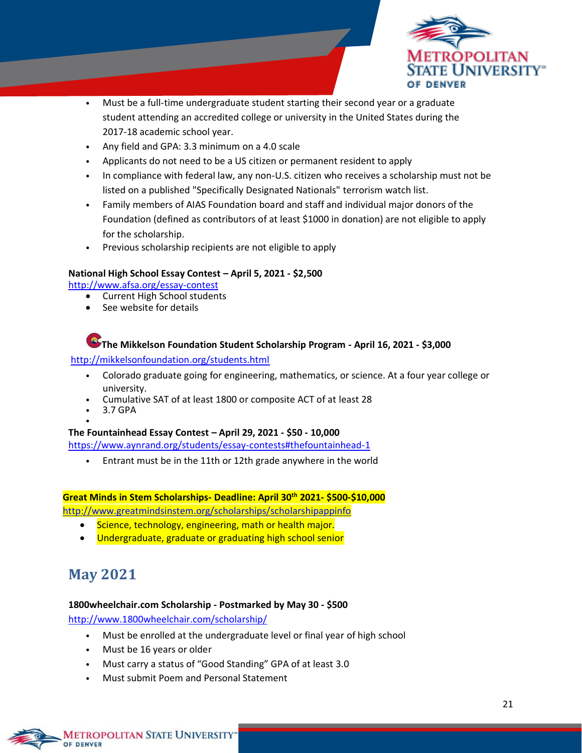- Must be a full-time undergraduate student starting their second year or a graduate student attending an accredited college or university in the United States during the 2017-18 academic school year.
- Any field and GPA: 3.3 minimum on a 4.0 scale
- Applicants do not need to be a US citizen or permanent resident to apply
- In compliance with federal law, any non-U.S. citizen who receives a scholarship must not be listed on a published "Specifically Designated Nationals" terrorism watch list.
- Family members of AIAS Foundation board and staff and individual major donors of the Foundation (defined as contributors of at least $1000 in donation) are not eligible to apply for the scholarship.
- Previous scholarship recipients are not eligible to apply

**National High School Essay Contest – April 5, 2021 - $2,500**
http://www.afsa.org/essay-contest

- Current High School students
- See website for details

**The Mikkelson Foundation Student Scholarship Program - April 16, 2021 - $3,000**
http://mikkelsonfoundation.org/students.html

- Colorado graduate going for engineering, mathematics, or science. At a four year college or university.
- Cumulative SAT of at least 1800 or composite ACT of at least 28
- 3.7 GPA

**The Fountainhead Essay Contest – April 29, 2021 - $50 - 10,000**
https://www.aynrand.org/students/essay-contests#thefountainhead-1

- Entrant must be in the 11th or 12th grade anywhere in the world

**Great Minds in Stem Scholarships- Deadline: April 30th 2021- $500-$10,000**
http://www.greatmindsinstem.org/scholarships/scholarshipappinfo

- Science, technology, engineering, math or health major.
- Undergraduate, graduate or graduating high school senior

## May 2021

**1800wheelchair.com Scholarship - Postmarked by May 30 - $500**
http://www.1800wheelchair.com/scholarship/

- Must be enrolled at the undergraduate level or final year of high school
- Must be 16 years or older
- Must carry a status of "Good Standing" GPA of at least 3.0
- Must submit Poem and Personal Statement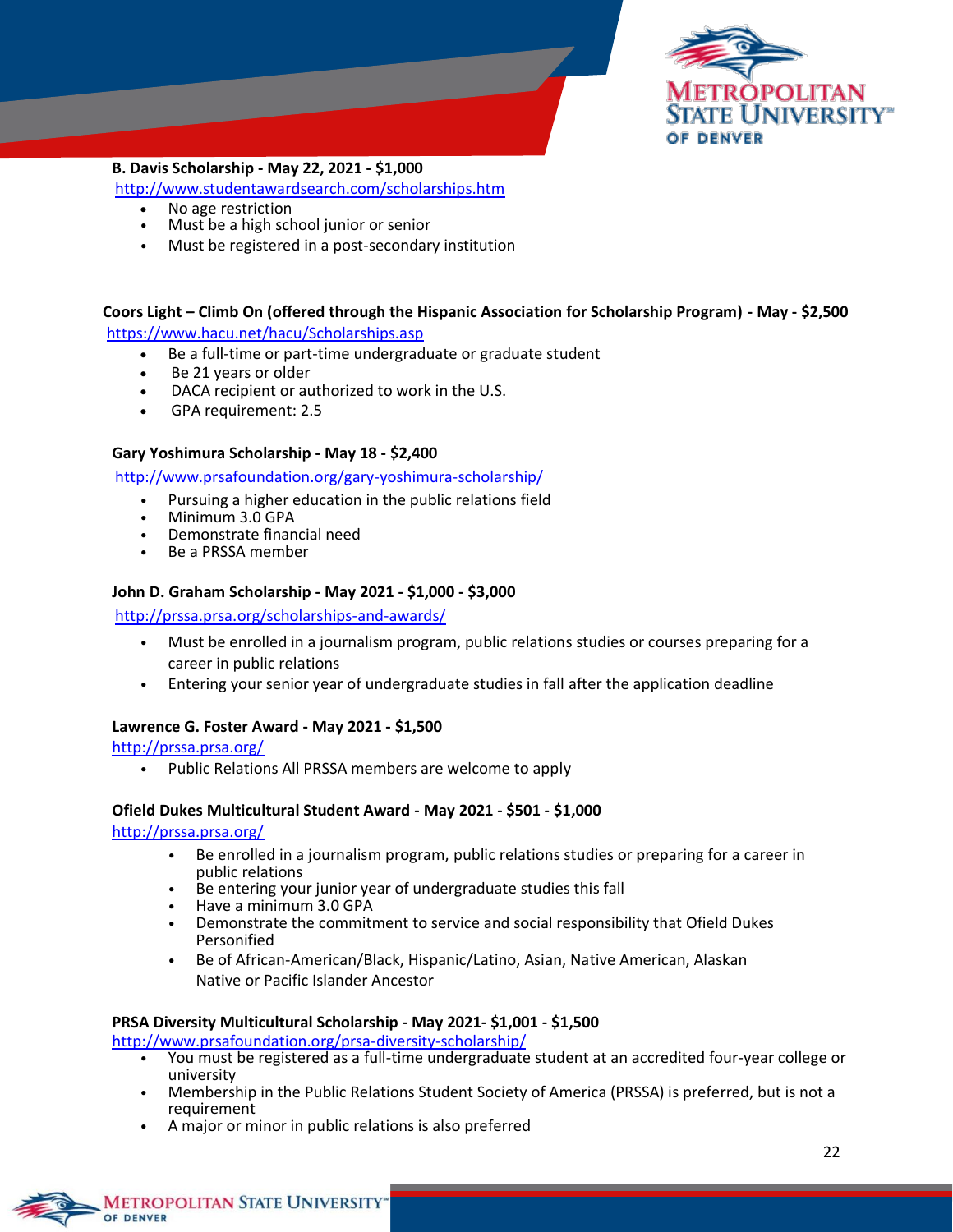**B. Davis Scholarship - May 22, 2021 - $1,000**

http://www.studentawardsearch.com/scholarships.htm

- No age restriction
- Must be a high school junior or senior
- Must be registered in a post-secondary institution

**Coors Light – Climb On (offered through the Hispanic Association for Scholarship Program) - May - $2,500**

https://www.hacu.net/hacu/Scholarships.asp

- Be a full-time or part-time undergraduate or graduate student
- Be 21 years or older
- DACA recipient or authorized to work in the U.S.
- GPA requirement: 2.5

**Gary Yoshimura Scholarship - May 18 - $2,400**

http://www.prsafoundation.org/gary-yoshimura-scholarship/

- Pursuing a higher education in the public relations field
- Minimum 3.0 GPA
- Demonstrate financial need
- Be a PRSSA member

**John D. Graham Scholarship - May 2021 - $1,000 - $3,000**

http://prssa.prsa.org/scholarships-and-awards/

- Must be enrolled in a journalism program, public relations studies or courses preparing for a career in public relations
- Entering your senior year of undergraduate studies in fall after the application deadline

**Lawrence G. Foster Award - May 2021 - $1,500**

http://prssa.prsa.org/

- Public Relations All PRSSA members are welcome to apply

**Ofield Dukes Multicultural Student Award - May 2021 - $501 - $1,000**

http://prssa.prsa.org/

- Be enrolled in a journalism program, public relations studies or preparing for a career in public relations
- Be entering your junior year of undergraduate studies this fall
- Have a minimum 3.0 GPA
- Demonstrate the commitment to service and social responsibility that Ofield Dukes Personified
- Be of African-American/Black, Hispanic/Latino, Asian, Native American, Alaskan Native or Pacific Islander Ancestor

**PRSA Diversity Multicultural Scholarship - May 2021- $1,001 - $1,500**

http://www.prsafoundation.org/prsa-diversity-scholarship/

- You must be registered as a full-time undergraduate student at an accredited four-year college or university
- Membership in the Public Relations Student Society of America (PRSSA) is preferred, but is not a requirement
- A major or minor in public relations is also preferred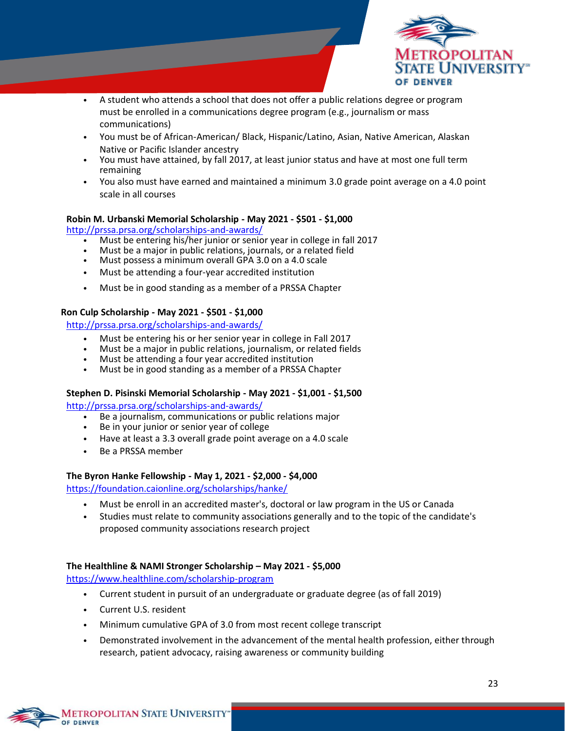- A student who attends a school that does not offer a public relations degree or program must be enrolled in a communications degree program (e.g., journalism or mass communications)
- You must be of African-American/ Black, Hispanic/Latino, Asian, Native American, Alaskan Native or Pacific Islander ancestry
- You must have attained, by fall 2017, at least junior status and have at most one full term remaining
- You also must have earned and maintained a minimum 3.0 grade point average on a 4.0 point scale in all courses

**Robin M. Urbanski Memorial Scholarship - May 2021 - $501 - $1,000**
http://prssa.prsa.org/scholarships-and-awards/

- Must be entering his/her junior or senior year in college in fall 2017
- Must be a major in public relations, journals, or a related field
- Must possess a minimum overall GPA 3.0 on a 4.0 scale
- Must be attending a four-year accredited institution
- Must be in good standing as a member of a PRSSA Chapter

**Ron Culp Scholarship - May 2021 - $501 - $1,000**
http://prssa.prsa.org/scholarships-and-awards/

- Must be entering his or her senior year in college in Fall 2017
- Must be a major in public relations, journalism, or related fields
- Must be attending a four year accredited institution
- Must be in good standing as a member of a PRSSA Chapter

**Stephen D. Pisinski Memorial Scholarship - May 2021 - $1,001 - $1,500**
http://prssa.prsa.org/scholarships-and-awards/

- Be a journalism, communications or public relations major
- Be in your junior or senior year of college
- Have at least a 3.3 overall grade point average on a 4.0 scale
- Be a PRSSA member

**The Byron Hanke Fellowship - May 1, 2021 - $2,000 - $4,000**
https://foundation.caionline.org/scholarships/hanke/

- Must be enroll in an accredited master's, doctoral or law program in the US or Canada
- Studies must relate to community associations generally and to the topic of the candidate's proposed community associations research project

**The Healthline & NAMI Stronger Scholarship – May 2021 - $5,000**
https://www.healthline.com/scholarship-program

- Current student in pursuit of an undergraduate or graduate degree (as of fall 2019)
- Current U.S. resident
- Minimum cumulative GPA of 3.0 from most recent college transcript
- Demonstrated involvement in the advancement of the mental health profession, either through research, patient advocacy, raising awareness or community building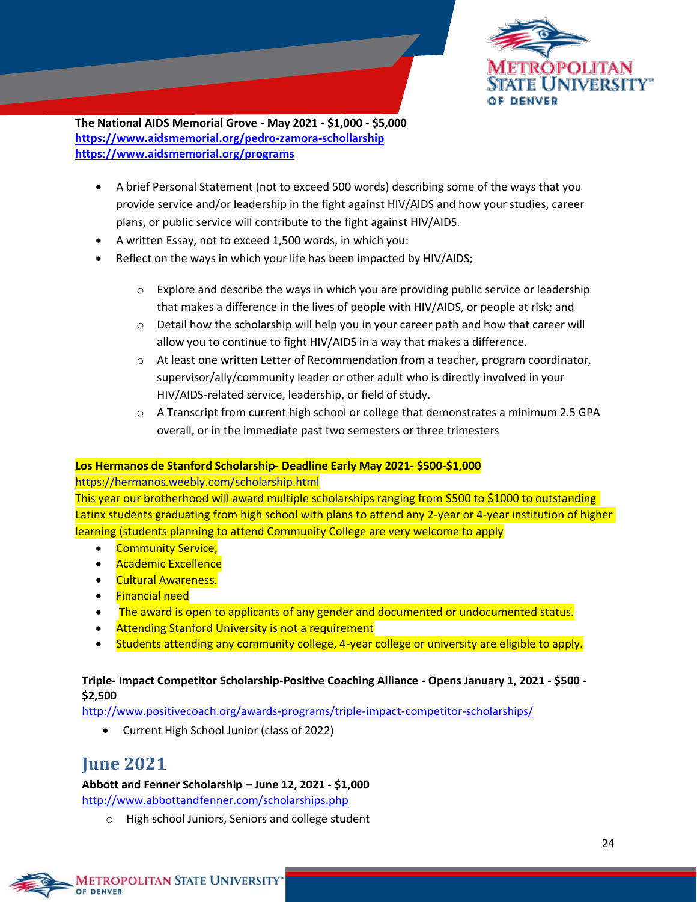**The National AIDS Memorial Grove - May 2021 - $1,000 - $5,000**
**https://www.aidsmemorial.org/pedro-zamora-schollarship**
**https://www.aidsmemorial.org/programs**

- A brief Personal Statement (not to exceed 500 words) describing some of the ways that you provide service and/or leadership in the fight against HIV/AIDS and how your studies, career plans, or public service will contribute to the fight against HIV/AIDS.
- A written Essay, not to exceed 1,500 words, in which you:
- Reflect on the ways in which your life has been impacted by HIV/AIDS;
    - Explore and describe the ways in which you are providing public service or leadership that makes a difference in the lives of people with HIV/AIDS, or people at risk; and
    - Detail how the scholarship will help you in your career path and how that career will allow you to continue to fight HIV/AIDS in a way that makes a difference.
    - At least one written Letter of Recommendation from a teacher, program coordinator, supervisor/ally/community leader or other adult who is directly involved in your HIV/AIDS-related service, leadership, or field of study.
    - A Transcript from current high school or college that demonstrates a minimum 2.5 GPA overall, or in the immediate past two semesters or three trimesters

**Los Hermanos de Stanford Scholarship- Deadline Early May 2021- $500-$1,000**
https://hermanos.weebly.com/scholarship.html
This year our brotherhood will award multiple scholarships ranging from $500 to $1000 to outstanding Latinx students graduating from high school with plans to attend any 2-year or 4-year institution of higher learning (students planning to attend Community College are very welcome to apply

- Community Service,
- Academic Excellence
- Cultural Awareness.
- Financial need
- The award is open to applicants of any gender and documented or undocumented status.
- Attending Stanford University is not a requirement
- Students attending any community college, 4-year college or university are eligible to apply.

**Triple- Impact Competitor Scholarship-Positive Coaching Alliance - Opens January 1, 2021 - $500 - $2,500**
http://www.positivecoach.org/awards-programs/triple-impact-competitor-scholarships/

- Current High School Junior (class of 2022)

## June 2021

**Abbott and Fenner Scholarship – June 12, 2021 - $1,000**
http://www.abbottandfenner.com/scholarships.php

- High school Juniors, Seniors and college student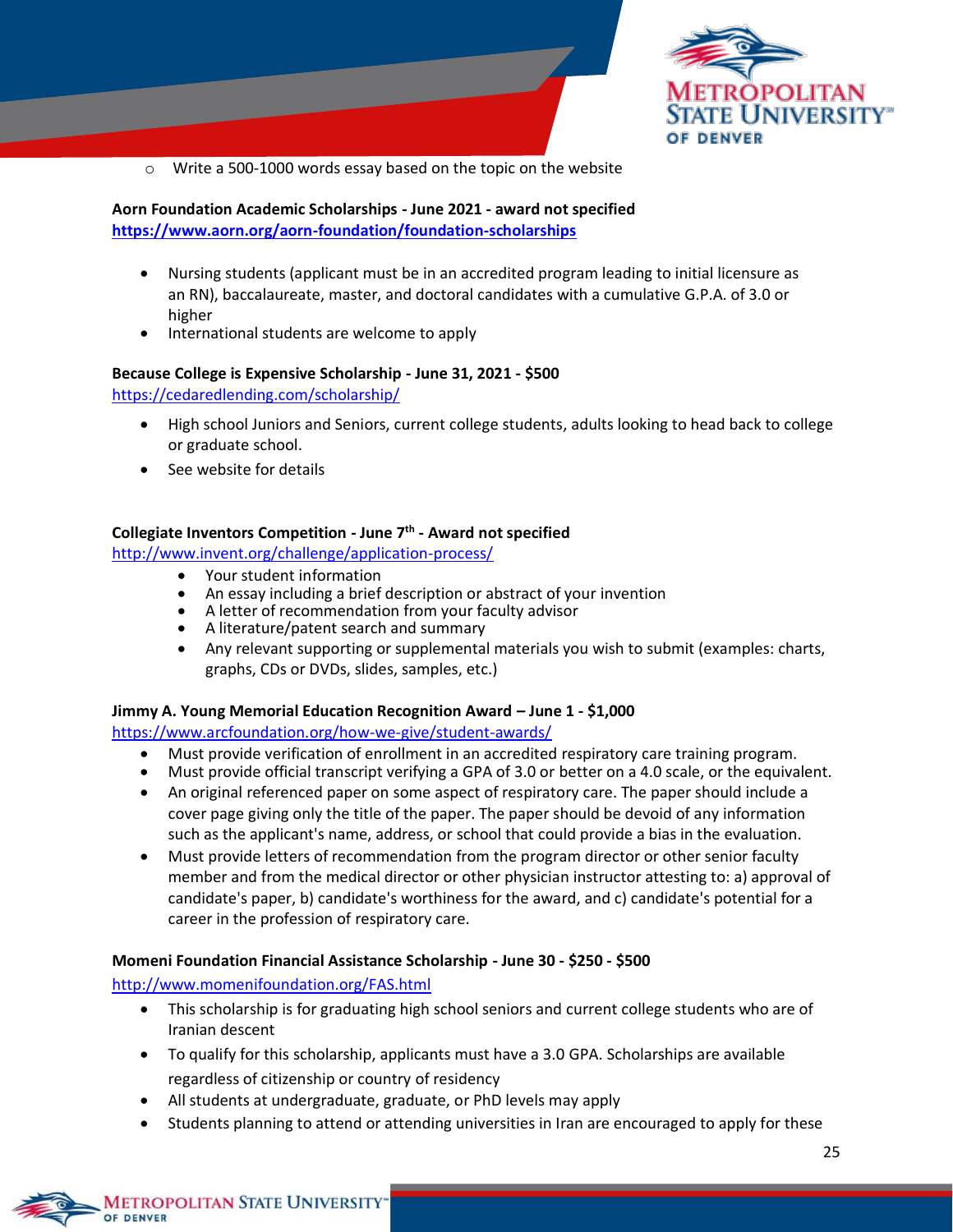- Write a 500-1000 words essay based on the topic on the website

**Aorn Foundation Academic Scholarships - June 2021 - award not specified**
**https://www.aorn.org/aorn-foundation/foundation-scholarships**

- Nursing students (applicant must be in an accredited program leading to initial licensure as an RN), baccalaureate, master, and doctoral candidates with a cumulative G.P.A. of 3.0 or higher
- International students are welcome to apply

**Because College is Expensive Scholarship - June 31, 2021 - $500**
https://cedaredlending.com/scholarship/

- High school Juniors and Seniors, current college students, adults looking to head back to college or graduate school.
- See website for details

**Collegiate Inventors Competition - June 7th - Award not specified**
http://www.invent.org/challenge/application-process/

- Your student information
- An essay including a brief description or abstract of your invention
- A letter of recommendation from your faculty advisor
- A literature/patent search and summary
- Any relevant supporting or supplemental materials you wish to submit (examples: charts, graphs, CDs or DVDs, slides, samples, etc.)

**Jimmy A. Young Memorial Education Recognition Award – June 1 - $1,000**
https://www.arcfoundation.org/how-we-give/student-awards/

- Must provide verification of enrollment in an accredited respiratory care training program.
- Must provide official transcript verifying a GPA of 3.0 or better on a 4.0 scale, or the equivalent.
- An original referenced paper on some aspect of respiratory care. The paper should include a cover page giving only the title of the paper. The paper should be devoid of any information such as the applicant's name, address, or school that could provide a bias in the evaluation.
- Must provide letters of recommendation from the program director or other senior faculty member and from the medical director or other physician instructor attesting to: a) approval of candidate's paper, b) candidate's worthiness for the award, and c) candidate's potential for a career in the profession of respiratory care.

**Momeni Foundation Financial Assistance Scholarship - June 30 - $250 - $500**
http://www.momenifoundation.org/FAS.html

- This scholarship is for graduating high school seniors and current college students who are of Iranian descent
- To qualify for this scholarship, applicants must have a 3.0 GPA. Scholarships are available regardless of citizenship or country of residency
- All students at undergraduate, graduate, or PhD levels may apply
- Students planning to attend or attending universities in Iran are encouraged to apply for these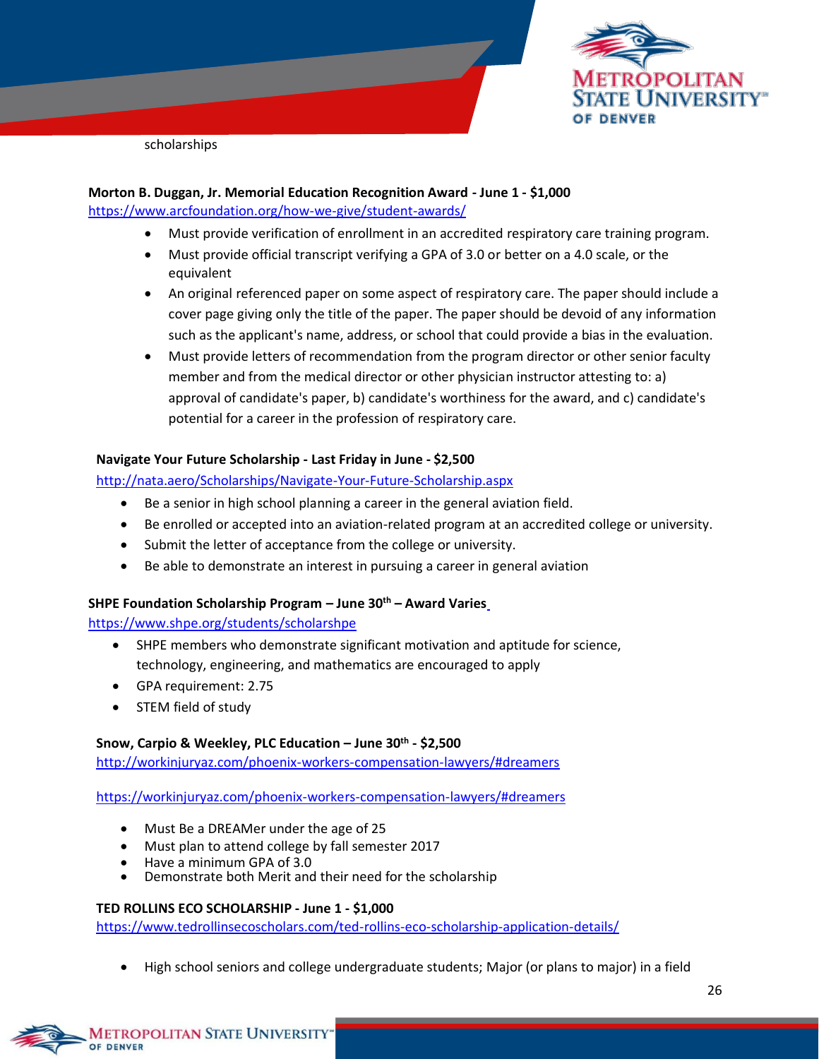scholarships

**Morton B. Duggan, Jr. Memorial Education Recognition Award - June 1 - $1,000**
https://www.arcfoundation.org/how-we-give/student-awards/

- Must provide verification of enrollment in an accredited respiratory care training program.
- Must provide official transcript verifying a GPA of 3.0 or better on a 4.0 scale, or the equivalent
- An original referenced paper on some aspect of respiratory care. The paper should include a cover page giving only the title of the paper. The paper should be devoid of any information such as the applicant's name, address, or school that could provide a bias in the evaluation.
- Must provide letters of recommendation from the program director or other senior faculty member and from the medical director or other physician instructor attesting to: a) approval of candidate's paper, b) candidate's worthiness for the award, and c) candidate's potential for a career in the profession of respiratory care.

**Navigate Your Future Scholarship - Last Friday in June - $2,500**
http://nata.aero/Scholarships/Navigate-Your-Future-Scholarship.aspx

- Be a senior in high school planning a career in the general aviation field.
- Be enrolled or accepted into an aviation-related program at an accredited college or university.
- Submit the letter of acceptance from the college or university.
- Be able to demonstrate an interest in pursuing a career in general aviation

**SHPE Foundation Scholarship Program – June 30th – Award Varies**
https://www.shpe.org/students/scholarshpe

- SHPE members who demonstrate significant motivation and aptitude for science, technology, engineering, and mathematics are encouraged to apply
- GPA requirement: 2.75
- STEM field of study

**Snow, Carpio & Weekley, PLC Education – June 30th - $2,500**
http://workinjuryaz.com/phoenix-workers-compensation-lawyers/#dreamers

https://workinjuryaz.com/phoenix-workers-compensation-lawyers/#dreamers

- Must Be a DREAMer under the age of 25
- Must plan to attend college by fall semester 2017
- Have a minimum GPA of 3.0
- Demonstrate both Merit and their need for the scholarship

**TED ROLLINS ECO SCHOLARSHIP - June 1 - $1,000**
https://www.tedrollinsecoscholars.com/ted-rollins-eco-scholarship-application-details/

- High school seniors and college undergraduate students; Major (or plans to major) in a field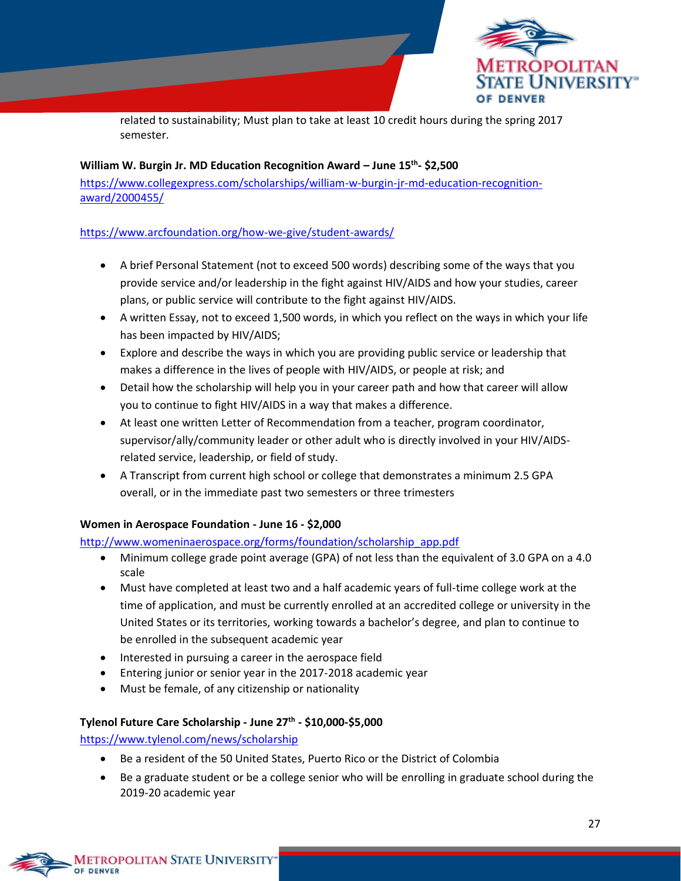related to sustainability; Must plan to take at least 10 credit hours during the spring 2017 semester.

**William W. Burgin Jr. MD Education Recognition Award – June 15th- $2,500**

https://www.collegexpress.com/scholarships/william-w-burgin-jr-md-education-recognition-award/2000455/

https://www.arcfoundation.org/how-we-give/student-awards/

- A brief Personal Statement (not to exceed 500 words) describing some of the ways that you provide service and/or leadership in the fight against HIV/AIDS and how your studies, career plans, or public service will contribute to the fight against HIV/AIDS.
- A written Essay, not to exceed 1,500 words, in which you reflect on the ways in which your life has been impacted by HIV/AIDS;
- Explore and describe the ways in which you are providing public service or leadership that makes a difference in the lives of people with HIV/AIDS, or people at risk; and
- Detail how the scholarship will help you in your career path and how that career will allow you to continue to fight HIV/AIDS in a way that makes a difference.
- At least one written Letter of Recommendation from a teacher, program coordinator, supervisor/ally/community leader or other adult who is directly involved in your HIV/AIDS-related service, leadership, or field of study.
- A Transcript from current high school or college that demonstrates a minimum 2.5 GPA overall, or in the immediate past two semesters or three trimesters

**Women in Aerospace Foundation - June 16 - $2,000**

http://www.womeninaerospace.org/forms/foundation/scholarship_app.pdf

- Minimum college grade point average (GPA) of not less than the equivalent of 3.0 GPA on a 4.0 scale
- Must have completed at least two and a half academic years of full-time college work at the time of application, and must be currently enrolled at an accredited college or university in the United States or its territories, working towards a bachelor's degree, and plan to continue to be enrolled in the subsequent academic year
- Interested in pursuing a career in the aerospace field
- Entering junior or senior year in the 2017-2018 academic year
- Must be female, of any citizenship or nationality

**Tylenol Future Care Scholarship - June 27th - $10,000-$5,000**

https://www.tylenol.com/news/scholarship

- Be a resident of the 50 United States, Puerto Rico or the District of Colombia
- Be a graduate student or be a college senior who will be enrolling in graduate school during the 2019-20 academic year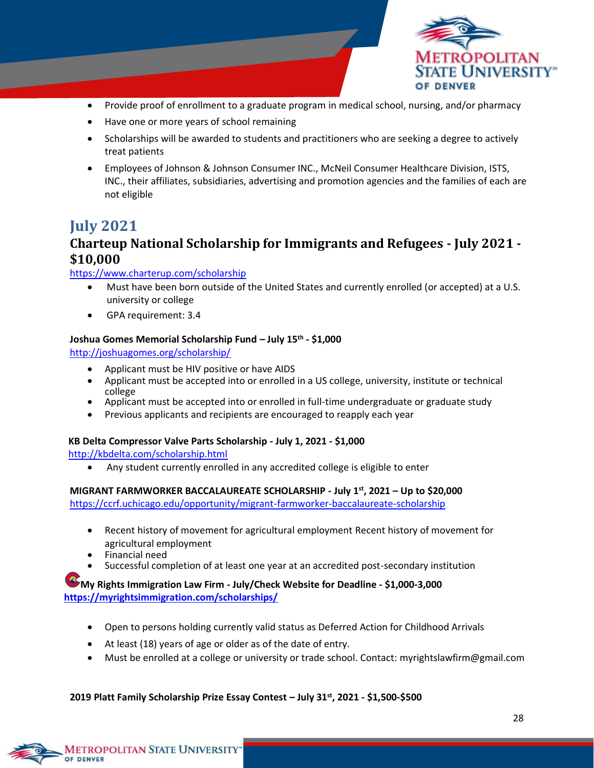- Provide proof of enrollment to a graduate program in medical school, nursing, and/or pharmacy
- Have one or more years of school remaining
- Scholarships will be awarded to students and practitioners who are seeking a degree to actively treat patients
- Employees of Johnson & Johnson Consumer INC., McNeil Consumer Healthcare Division, ISTS, INC., their affiliates, subsidiaries, advertising and promotion agencies and the families of each are not eligible

# July 2021

## Charteup National Scholarship for Immigrants and Refugees - July 2021 - $10,000

https://www.charterup.com/scholarship

- Must have been born outside of the United States and currently enrolled (or accepted) at a U.S. university or college
- GPA requirement: 3.4

**Joshua Gomes Memorial Scholarship Fund – July 15th - $1,000**

http://joshuagomes.org/scholarship/

- Applicant must be HIV positive or have AIDS
- Applicant must be accepted into or enrolled in a US college, university, institute or technical college
- Applicant must be accepted into or enrolled in full-time undergraduate or graduate study
- Previous applicants and recipients are encouraged to reapply each year

**KB Delta Compressor Valve Parts Scholarship - July 1, 2021 - $1,000**

http://kbdelta.com/scholarship.html

- Any student currently enrolled in any accredited college is eligible to enter

**MIGRANT FARMWORKER BACCALAUREATE SCHOLARSHIP - July 1st, 2021 – Up to $20,000**

https://ccrf.uchicago.edu/opportunity/migrant-farmworker-baccalaureate-scholarship

- Recent history of movement for agricultural employment Recent history of movement for agricultural employment
- Financial need
- Successful completion of at least one year at an accredited post-secondary institution

**My Rights Immigration Law Firm - July/Check Website for Deadline - $1,000-3,000**

**https://myrightsimmigration.com/scholarships/**

- Open to persons holding currently valid status as Deferred Action for Childhood Arrivals
- At least (18) years of age or older as of the date of entry.
- Must be enrolled at a college or university or trade school. Contact: myrightslawfirm@gmail.com

**2019 Platt Family Scholarship Prize Essay Contest – July 31st, 2021 - $1,500-$500**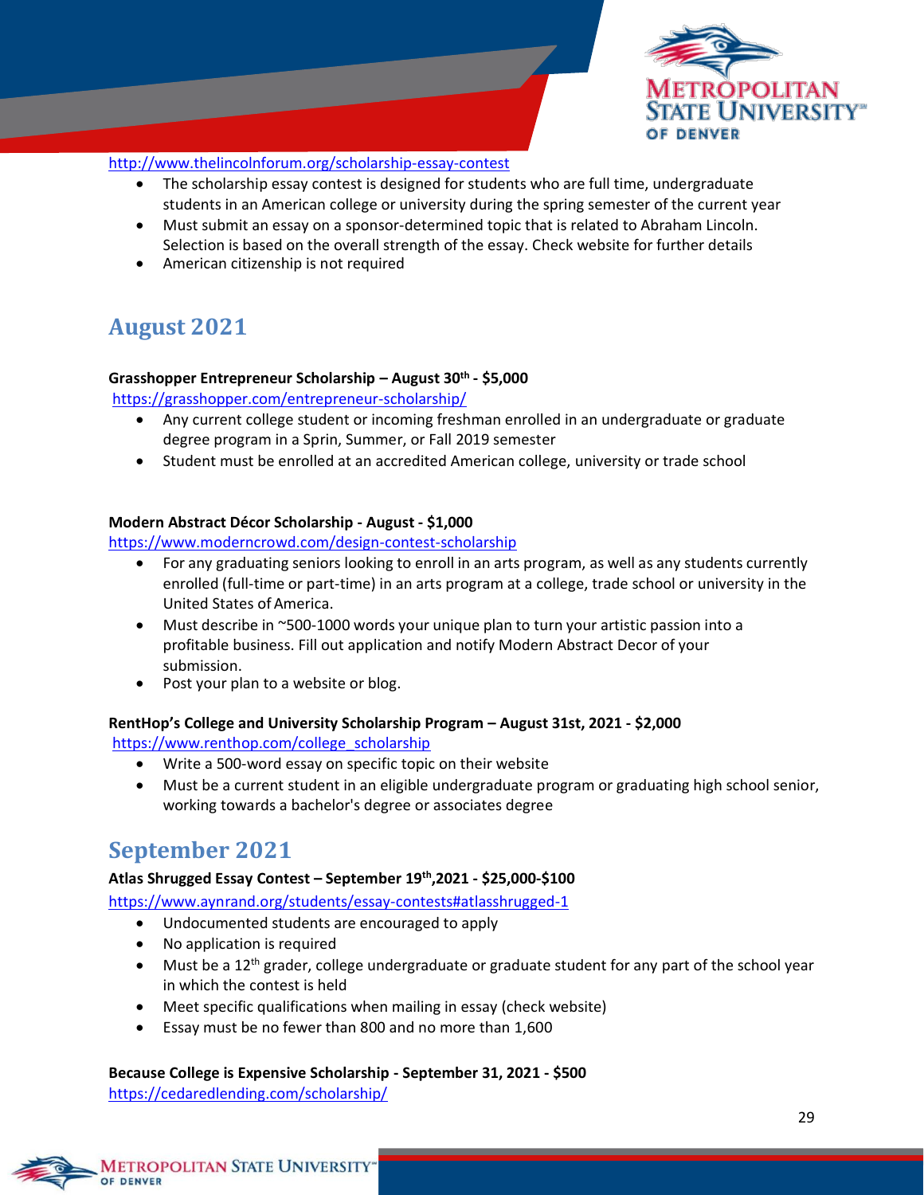http://www.thelincolnforum.org/scholarship-essay-contest

- The scholarship essay contest is designed for students who are full time, undergraduate students in an American college or university during the spring semester of the current year
- Must submit an essay on a sponsor-determined topic that is related to Abraham Lincoln. Selection is based on the overall strength of the essay. Check website for further details
- American citizenship is not required

## August 2021

**Grasshopper Entrepreneur Scholarship – August 30th - $5,000**

https://grasshopper.com/entrepreneur-scholarship/

- Any current college student or incoming freshman enrolled in an undergraduate or graduate degree program in a Sprin, Summer, or Fall 2019 semester
- Student must be enrolled at an accredited American college, university or trade school

**Modern Abstract Décor Scholarship - August - $1,000**

https://www.moderncrowd.com/design-contest-scholarship

- For any graduating seniors looking to enroll in an arts program, as well as any students currently enrolled (full-time or part-time) in an arts program at a college, trade school or university in the United States of America.
- Must describe in ~500-1000 words your unique plan to turn your artistic passion into a profitable business. Fill out application and notify Modern Abstract Decor of your submission.
- Post your plan to a website or blog.

**RentHop's College and University Scholarship Program – August 31st, 2021 - $2,000**

https://www.renthop.com/college_scholarship

- Write a 500-word essay on specific topic on their website
- Must be a current student in an eligible undergraduate program or graduating high school senior, working towards a bachelor's degree or associates degree

## September 2021

**Atlas Shrugged Essay Contest – September 19th,2021 - $25,000-$100**

https://www.aynrand.org/students/essay-contests#atlasshrugged-1

- Undocumented students are encouraged to apply
- No application is required
- Must be a 12th grader, college undergraduate or graduate student for any part of the school year in which the contest is held
- Meet specific qualifications when mailing in essay (check website)
- Essay must be no fewer than 800 and no more than 1,600

**Because College is Expensive Scholarship - September 31, 2021 - $500**

https://cedaredlending.com/scholarship/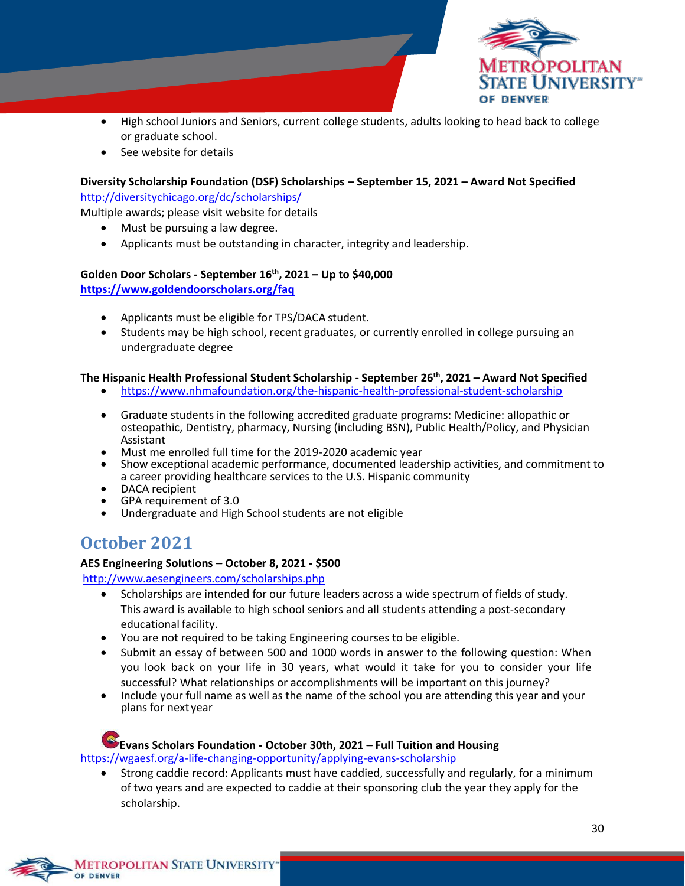- High school Juniors and Seniors, current college students, adults looking to head back to college or graduate school.
- See website for details

**Diversity Scholarship Foundation (DSF) Scholarships – September 15, 2021 – Award Not Specified**
http://diversitychicago.org/dc/scholarships/
Multiple awards; please visit website for details

- Must be pursuing a law degree.
- Applicants must be outstanding in character, integrity and leadership.

**Golden Door Scholars - September 16th, 2021 – Up to $40,000**
**https://www.goldendoorscholars.org/faq**

- Applicants must be eligible for TPS/DACA student.
- Students may be high school, recent graduates, or currently enrolled in college pursuing an undergraduate degree

**The Hispanic Health Professional Student Scholarship - September 26th, 2021 – Award Not Specified**

- https://www.nhmafoundation.org/the-hispanic-health-professional-student-scholarship
- Graduate students in the following accredited graduate programs: Medicine: allopathic or osteopathic, Dentistry, pharmacy, Nursing (including BSN), Public Health/Policy, and Physician Assistant
- Must me enrolled full time for the 2019-2020 academic year
- Show exceptional academic performance, documented leadership activities, and commitment to a career providing healthcare services to the U.S. Hispanic community
- DACA recipient
- GPA requirement of 3.0
- Undergraduate and High School students are not eligible

## October 2021

**AES Engineering Solutions – October 8, 2021 - $500**
http://www.aesengineers.com/scholarships.php

- Scholarships are intended for our future leaders across a wide spectrum of fields of study. This award is available to high school seniors and all students attending a post-secondary educational facility.
- You are not required to be taking Engineering courses to be eligible.
- Submit an essay of between 500 and 1000 words in answer to the following question: When you look back on your life in 30 years, what would it take for you to consider your life successful? What relationships or accomplishments will be important on this journey?
- Include your full name as well as the name of the school you are attending this year and your plans for next year

**Evans Scholars Foundation - October 30th, 2021 – Full Tuition and Housing**
https://wgaesf.org/a-life-changing-opportunity/applying-evans-scholarship

- Strong caddie record: Applicants must have caddied, successfully and regularly, for a minimum of two years and are expected to caddie at their sponsoring club the year they apply for the scholarship.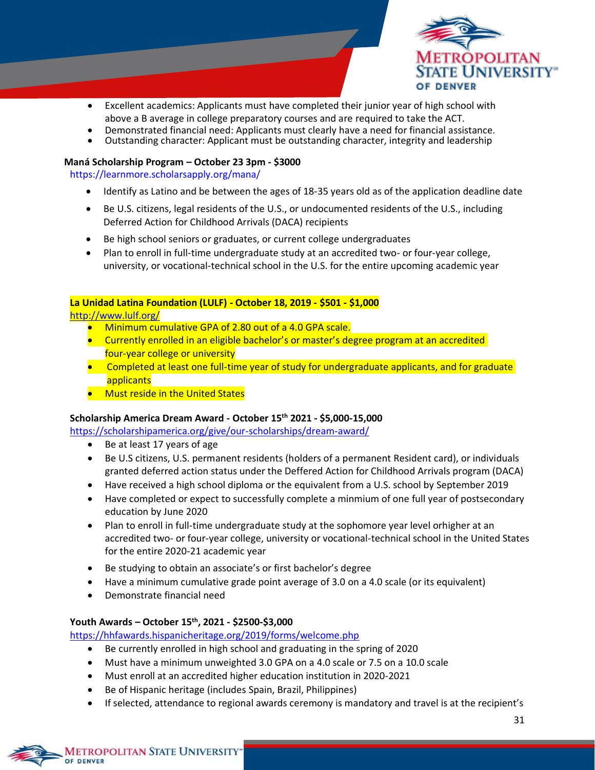- Excellent academics: Applicants must have completed their junior year of high school with above a B average in college preparatory courses and are required to take the ACT.
- Demonstrated financial need: Applicants must clearly have a need for financial assistance.
- Outstanding character: Applicant must be outstanding character, integrity and leadership

**Maná Scholarship Program – October 23 3pm - $3000**

https://learnmore.scholarsapply.org/mana/

- Identify as Latino and be between the ages of 18-35 years old as of the application deadline date
- Be U.S. citizens, legal residents of the U.S., or undocumented residents of the U.S., including Deferred Action for Childhood Arrivals (DACA) recipients
- Be high school seniors or graduates, or current college undergraduates
- Plan to enroll in full-time undergraduate study at an accredited two- or four-year college, university, or vocational-technical school in the U.S. for the entire upcoming academic year

**La Unidad Latina Foundation (LULF) - October 18, 2019 - $501 - $1,000**

http://www.lulf.org/

- Minimum cumulative GPA of 2.80 out of a 4.0 GPA scale.
- Currently enrolled in an eligible bachelor's or master's degree program at an accredited four-year college or university
- Completed at least one full-time year of study for undergraduate applicants, and for graduate applicants
- Must reside in the United States

**Scholarship America Dream Award - October 15th 2021 - $5,000-15,000**

https://scholarshipamerica.org/give/our-scholarships/dream-award/

- Be at least 17 years of age
- Be U.S citizens, U.S. permanent residents (holders of a permanent Resident card), or individuals granted deferred action status under the Deffered Action for Childhood Arrivals program (DACA)
- Have received a high school diploma or the equivalent from a U.S. school by September 2019
- Have completed or expect to successfully complete a minmium of one full year of postsecondary education by June 2020
- Plan to enroll in full-time undergraduate study at the sophomore year level orhigher at an accredited two- or four-year college, university or vocational-technical school in the United States for the entire 2020-21 academic year
- Be studying to obtain an associate's or first bachelor's degree
- Have a minimum cumulative grade point average of 3.0 on a 4.0 scale (or its equivalent)
- Demonstrate financial need

**Youth Awards – October 15th, 2021 - $2500-$3,000**

https://hhfawards.hispanicheritage.org/2019/forms/welcome.php

- Be currently enrolled in high school and graduating in the spring of 2020
- Must have a minimum unweighted 3.0 GPA on a 4.0 scale or 7.5 on a 10.0 scale
- Must enroll at an accredited higher education institution in 2020-2021
- Be of Hispanic heritage (includes Spain, Brazil, Philippines)
- If selected, attendance to regional awards ceremony is mandatory and travel is at the recipient's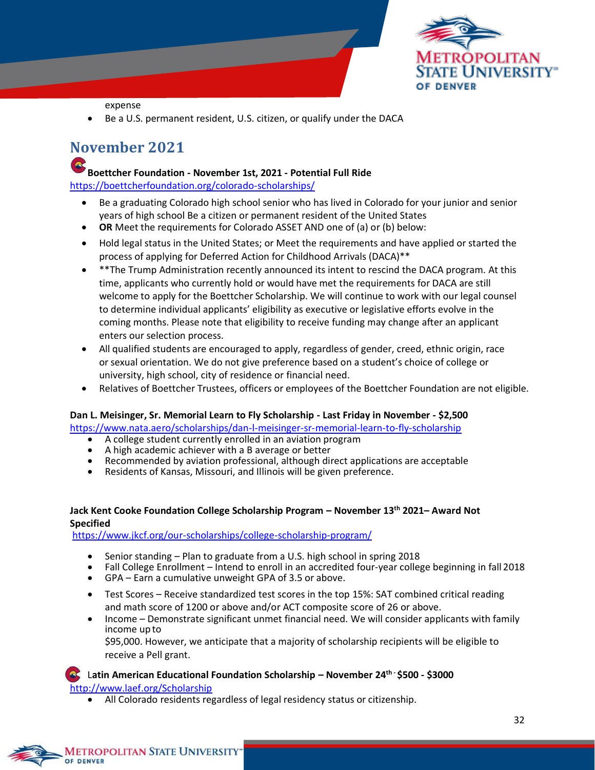expense

- Be a U.S. permanent resident, U.S. citizen, or qualify under the DACA

## November 2021

**Boettcher Foundation - November 1st, 2021 - Potential Full Ride**
https://boettcherfoundation.org/colorado-scholarships/

- Be a graduating Colorado high school senior who has lived in Colorado for your junior and senior years of high school Be a citizen or permanent resident of the United States
- **OR** Meet the requirements for Colorado ASSET AND one of (a) or (b) below:
- Hold legal status in the United States; or Meet the requirements and have applied or started the process of applying for Deferred Action for Childhood Arrivals (DACA)**
- **The Trump Administration recently announced its intent to rescind the DACA program. At this time, applicants who currently hold or would have met the requirements for DACA are still welcome to apply for the Boettcher Scholarship. We will continue to work with our legal counsel to determine individual applicants' eligibility as executive or legislative efforts evolve in the coming months. Please note that eligibility to receive funding may change after an applicant enters our selection process.
- All qualified students are encouraged to apply, regardless of gender, creed, ethnic origin, race or sexual orientation. We do not give preference based on a student's choice of college or university, high school, city of residence or financial need.
- Relatives of Boettcher Trustees, officers or employees of the Boettcher Foundation are not eligible.

**Dan L. Meisinger, Sr. Memorial Learn to Fly Scholarship - Last Friday in November - $2,500**
https://www.nata.aero/scholarships/dan-l-meisinger-sr-memorial-learn-to-fly-scholarship

- A college student currently enrolled in an aviation program
- A high academic achiever with a B average or better
- Recommended by aviation professional, although direct applications are acceptable
- Residents of Kansas, Missouri, and Illinois will be given preference.

**Jack Kent Cooke Foundation College Scholarship Program – November 13th 2021– Award Not Specified**
https://www.jkcf.org/our-scholarships/college-scholarship-program/

- Senior standing – Plan to graduate from a U.S. high school in spring 2018
- Fall College Enrollment – Intend to enroll in an accredited four-year college beginning in fall 2018
- GPA – Earn a cumulative unweight GPA of 3.5 or above.
- Test Scores – Receive standardized test scores in the top 15%: SAT combined critical reading and math score of 1200 or above and/or ACT composite score of 26 or above.
- Income – Demonstrate significant unmet financial need. We will consider applicants with family income up to
  $95,000. However, we anticipate that a majority of scholarship recipients will be eligible to receive a Pell grant.

**Latin American Educational Foundation Scholarship – November 24th - $500 - $3000**
http://www.laef.org/Scholarship

- All Colorado residents regardless of legal residency status or citizenship.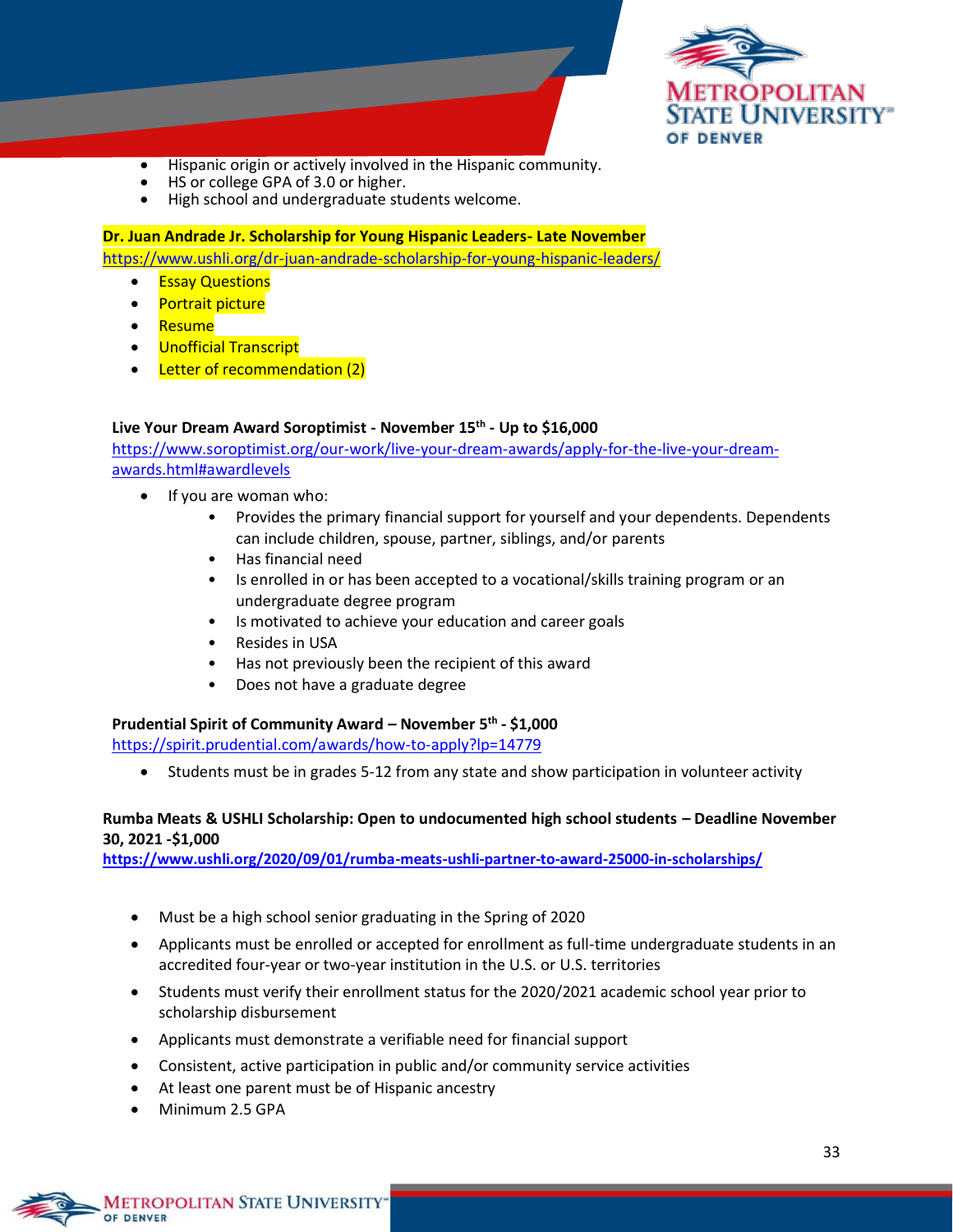- Hispanic origin or actively involved in the Hispanic community.
- HS or college GPA of 3.0 or higher.
- High school and undergraduate students welcome.

**Dr. Juan Andrade Jr. Scholarship for Young Hispanic Leaders- Late November**
https://www.ushli.org/dr-juan-andrade-scholarship-for-young-hispanic-leaders/

- Essay Questions
- Portrait picture
- Resume
- Unofficial Transcript
- Letter of recommendation (2)

**Live Your Dream Award Soroptimist - November 15th - Up to $16,000**
https://www.soroptimist.org/our-work/live-your-dream-awards/apply-for-the-live-your-dream-awards.html#awardlevels

- If you are woman who:
  - Provides the primary financial support for yourself and your dependents. Dependents can include children, spouse, partner, siblings, and/or parents
  - Has financial need
  - Is enrolled in or has been accepted to a vocational/skills training program or an undergraduate degree program
  - Is motivated to achieve your education and career goals
  - Resides in USA
  - Has not previously been the recipient of this award
  - Does not have a graduate degree

**Prudential Spirit of Community Award – November 5th - $1,000**
https://spirit.prudential.com/awards/how-to-apply?lp=14779

- Students must be in grades 5-12 from any state and show participation in volunteer activity

**Rumba Meats & USHLI Scholarship: Open to undocumented high school students – Deadline November 30, 2021 -$1,000**
**https://www.ushli.org/2020/09/01/rumba-meats-ushli-partner-to-award-25000-in-scholarships/**

- Must be a high school senior graduating in the Spring of 2020
- Applicants must be enrolled or accepted for enrollment as full-time undergraduate students in an accredited four-year or two-year institution in the U.S. or U.S. territories
- Students must verify their enrollment status for the 2020/2021 academic school year prior to scholarship disbursement
- Applicants must demonstrate a verifiable need for financial support
- Consistent, active participation in public and/or community service activities
- At least one parent must be of Hispanic ancestry
- Minimum 2.5 GPA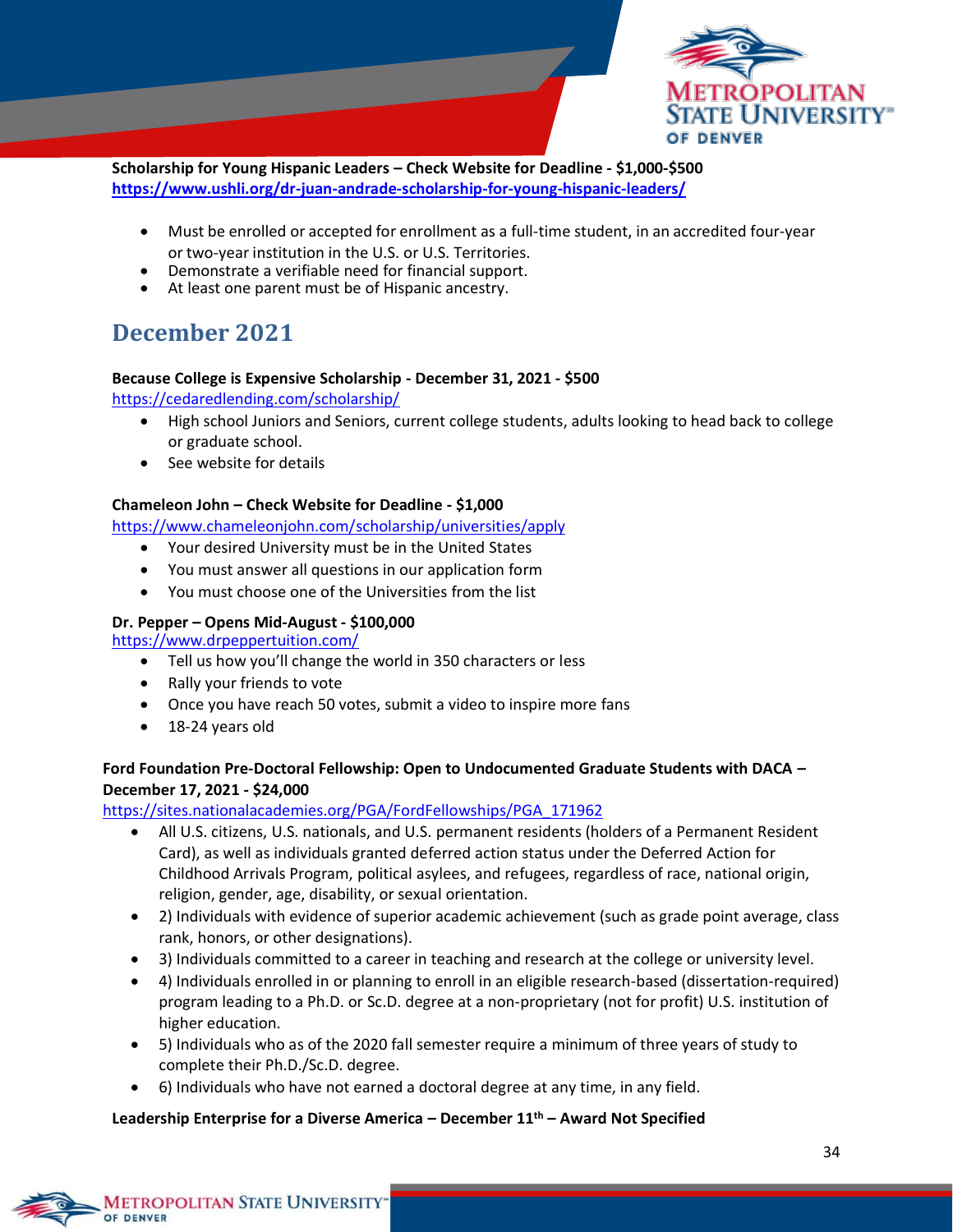**Scholarship for Young Hispanic Leaders – Check Website for Deadline - $1,000-$500**
https://www.ushli.org/dr-juan-andrade-scholarship-for-young-hispanic-leaders/

- Must be enrolled or accepted for enrollment as a full-time student, in an accredited four-year or two-year institution in the U.S. or U.S. Territories.
- Demonstrate a verifiable need for financial support.
- At least one parent must be of Hispanic ancestry.

## December 2021

**Because College is Expensive Scholarship - December 31, 2021 - $500**
https://cedaredlending.com/scholarship/

- High school Juniors and Seniors, current college students, adults looking to head back to college or graduate school.
- See website for details

**Chameleon John – Check Website for Deadline - $1,000**
https://www.chameleonjohn.com/scholarship/universities/apply

- Your desired University must be in the United States
- You must answer all questions in our application form
- You must choose one of the Universities from the list

**Dr. Pepper – Opens Mid-August - $100,000**
https://www.drpeppertuition.com/

- Tell us how you'll change the world in 350 characters or less
- Rally your friends to vote
- Once you have reach 50 votes, submit a video to inspire more fans
- 18-24 years old

**Ford Foundation Pre-Doctoral Fellowship: Open to Undocumented Graduate Students with DACA – December 17, 2021 - $24,000**
https://sites.nationalacademies.org/PGA/FordFellowships/PGA_171962

- All U.S. citizens, U.S. nationals, and U.S. permanent residents (holders of a Permanent Resident Card), as well as individuals granted deferred action status under the Deferred Action for Childhood Arrivals Program, political asylees, and refugees, regardless of race, national origin, religion, gender, age, disability, or sexual orientation.
- 2) Individuals with evidence of superior academic achievement (such as grade point average, class rank, honors, or other designations).
- 3) Individuals committed to a career in teaching and research at the college or university level.
- 4) Individuals enrolled in or planning to enroll in an eligible research-based (dissertation-required) program leading to a Ph.D. or Sc.D. degree at a non-proprietary (not for profit) U.S. institution of higher education.
- 5) Individuals who as of the 2020 fall semester require a minimum of three years of study to complete their Ph.D./Sc.D. degree.
- 6) Individuals who have not earned a doctoral degree at any time, in any field.

**Leadership Enterprise for a Diverse America – December 11th – Award Not Specified**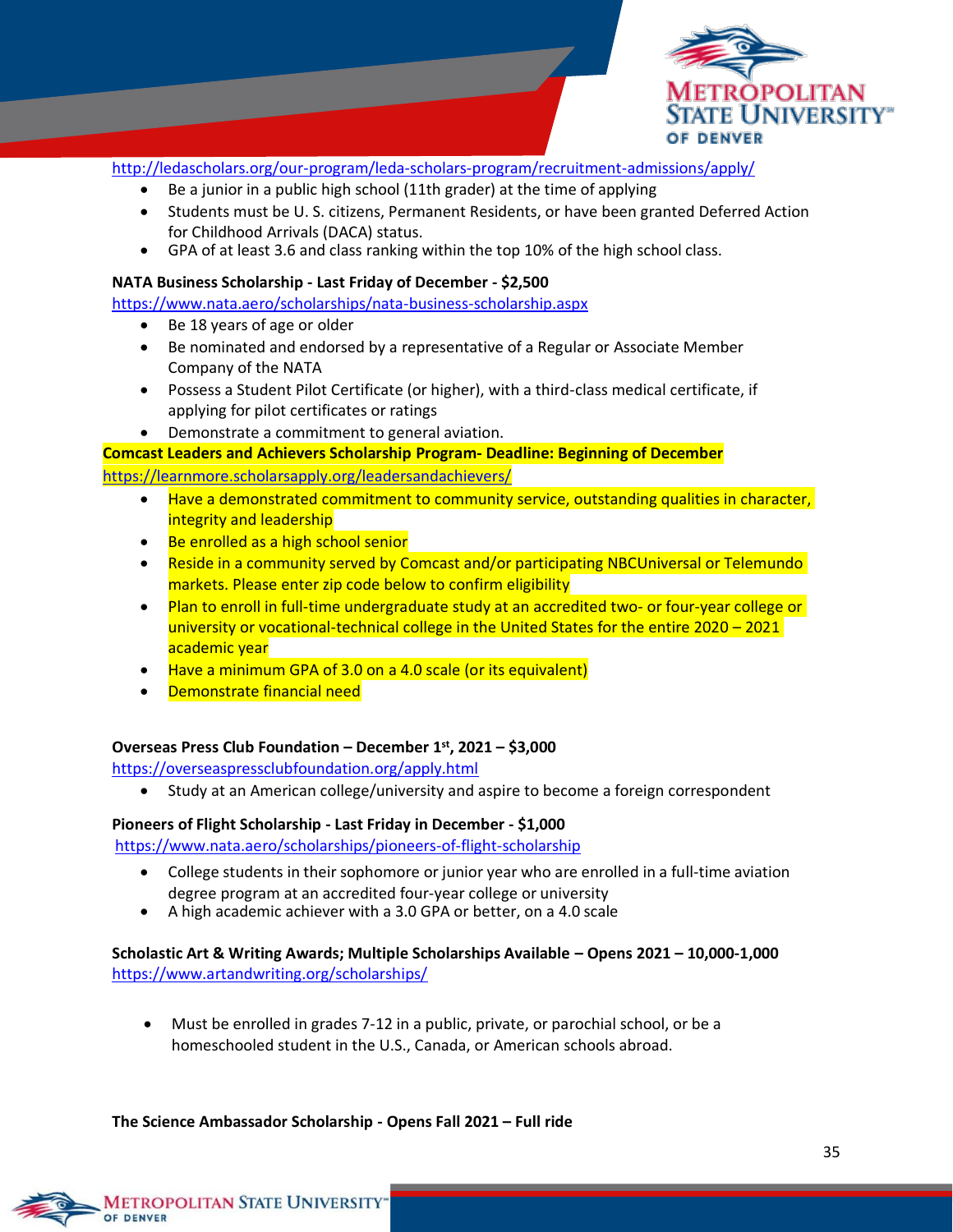http://ledascholars.org/our-program/leda-scholars-program/recruitment-admissions/apply/

- Be a junior in a public high school (11th grader) at the time of applying
- Students must be U. S. citizens, Permanent Residents, or have been granted Deferred Action for Childhood Arrivals (DACA) status.
- GPA of at least 3.6 and class ranking within the top 10% of the high school class.

**NATA Business Scholarship - Last Friday of December - $2,500**

https://www.nata.aero/scholarships/nata-business-scholarship.aspx

- Be 18 years of age or older
- Be nominated and endorsed by a representative of a Regular or Associate Member Company of the NATA
- Possess a Student Pilot Certificate (or higher), with a third-class medical certificate, if applying for pilot certificates or ratings
- Demonstrate a commitment to general aviation.

**Comcast Leaders and Achievers Scholarship Program- Deadline: Beginning of December**

https://learnmore.scholarsapply.org/leadersandachievers/

- Have a demonstrated commitment to community service, outstanding qualities in character, integrity and leadership
- Be enrolled as a high school senior
- Reside in a community served by Comcast and/or participating NBCUniversal or Telemundo markets. Please enter zip code below to confirm eligibility
- Plan to enroll in full-time undergraduate study at an accredited two- or four-year college or university or vocational-technical college in the United States for the entire 2020 – 2021 academic year
- Have a minimum GPA of 3.0 on a 4.0 scale (or its equivalent)
- Demonstrate financial need

**Overseas Press Club Foundation – December 1st, 2021 – $3,000**

https://overseaspressclubfoundation.org/apply.html

- Study at an American college/university and aspire to become a foreign correspondent

**Pioneers of Flight Scholarship - Last Friday in December - $1,000**

https://www.nata.aero/scholarships/pioneers-of-flight-scholarship

- College students in their sophomore or junior year who are enrolled in a full-time aviation degree program at an accredited four-year college or university
- A high academic achiever with a 3.0 GPA or better, on a 4.0 scale

**Scholastic Art & Writing Awards; Multiple Scholarships Available – Opens 2021 – 10,000-1,000**

https://www.artandwriting.org/scholarships/

- Must be enrolled in grades 7-12 in a public, private, or parochial school, or be a homeschooled student in the U.S., Canada, or American schools abroad.

**The Science Ambassador Scholarship - Opens Fall 2021 – Full ride**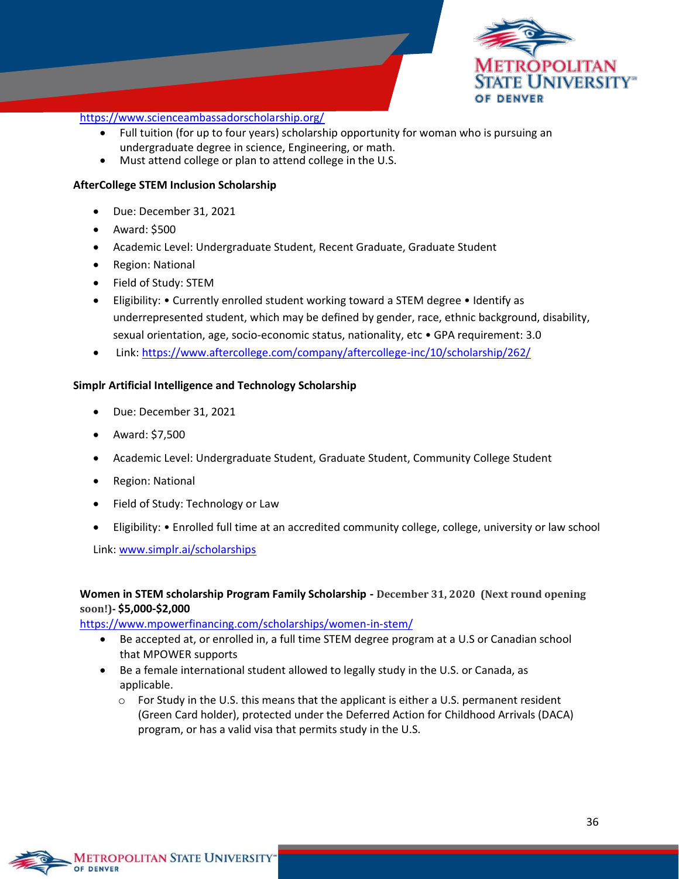https://www.scienceambassadorscholarship.org/

- Full tuition (for up to four years) scholarship opportunity for woman who is pursuing an undergraduate degree in science, Engineering, or math.
- Must attend college or plan to attend college in the U.S.

**AfterCollege STEM Inclusion Scholarship**

- Due: December 31, 2021
- Award: $500
- Academic Level: Undergraduate Student, Recent Graduate, Graduate Student
- Region: National
- Field of Study: STEM
- Eligibility: • Currently enrolled student working toward a STEM degree • Identify as underrepresented student, which may be defined by gender, race, ethnic background, disability, sexual orientation, age, socio-economic status, nationality, etc • GPA requirement: 3.0
- Link: https://www.aftercollege.com/company/aftercollege-inc/10/scholarship/262/

**Simplr Artificial Intelligence and Technology Scholarship**

- Due: December 31, 2021
- Award: $7,500
- Academic Level: Undergraduate Student, Graduate Student, Community College Student
- Region: National
- Field of Study: Technology or Law
- Eligibility: • Enrolled full time at an accredited community college, college, university or law school

Link: www.simplr.ai/scholarships

**Women in STEM scholarship Program Family Scholarship - December 31, 2020 (Next round opening soon!)- $5,000-$2,000**

https://www.mpowerfinancing.com/scholarships/women-in-stem/

- Be accepted at, or enrolled in, a full time STEM degree program at a U.S or Canadian school that MPOWER supports
- Be a female international student allowed to legally study in the U.S. or Canada, as applicable.
  - For Study in the U.S. this means that the applicant is either a U.S. permanent resident (Green Card holder), protected under the Deferred Action for Childhood Arrivals (DACA) program, or has a valid visa that permits study in the U.S.